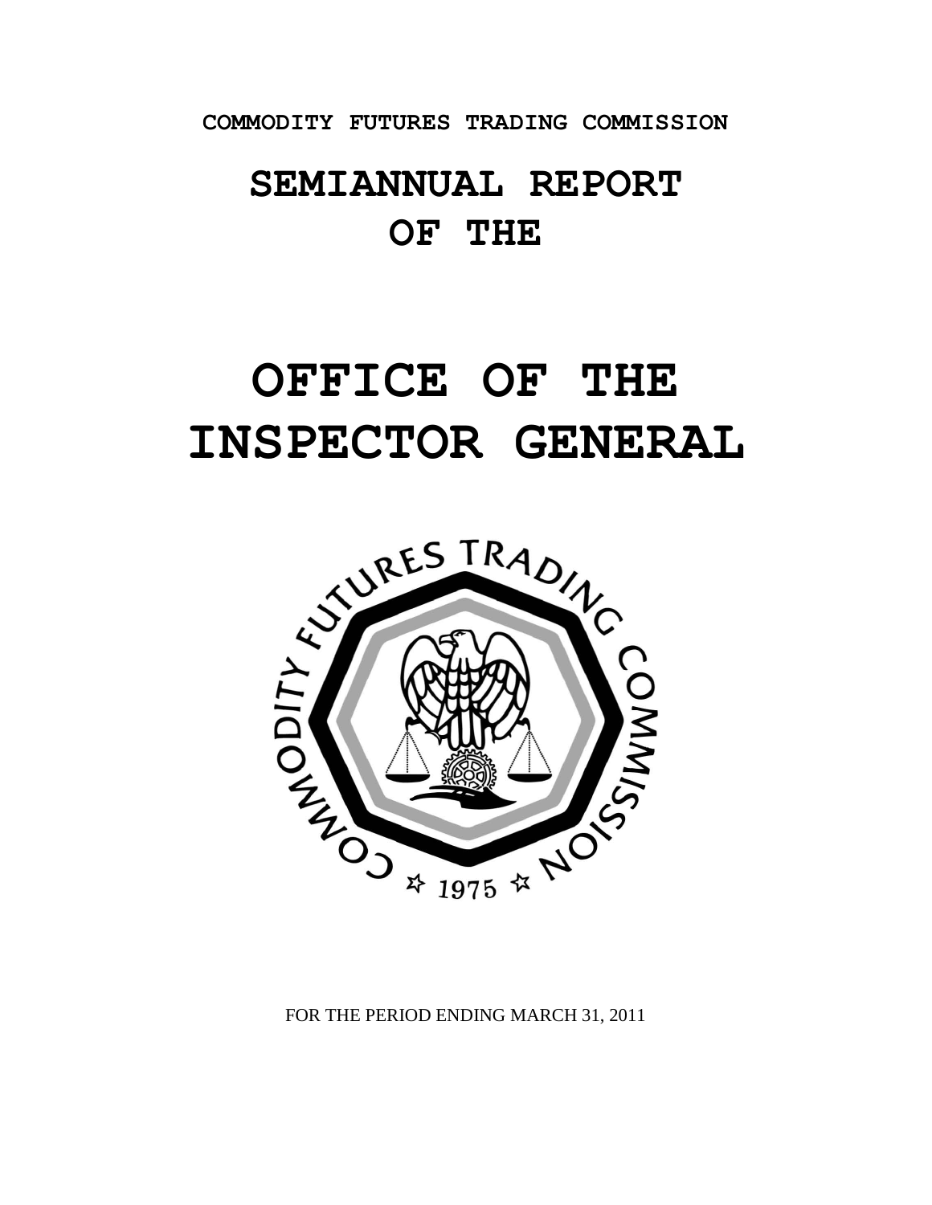**COMMODITY FUTURES TRADING COMMISSION**

# SEMIANNUAL REPORT OF THE

# OFFICE OF THE INSPECTOR GENERAL

FOR THE PERIOD ENDING MARCH 31, 2011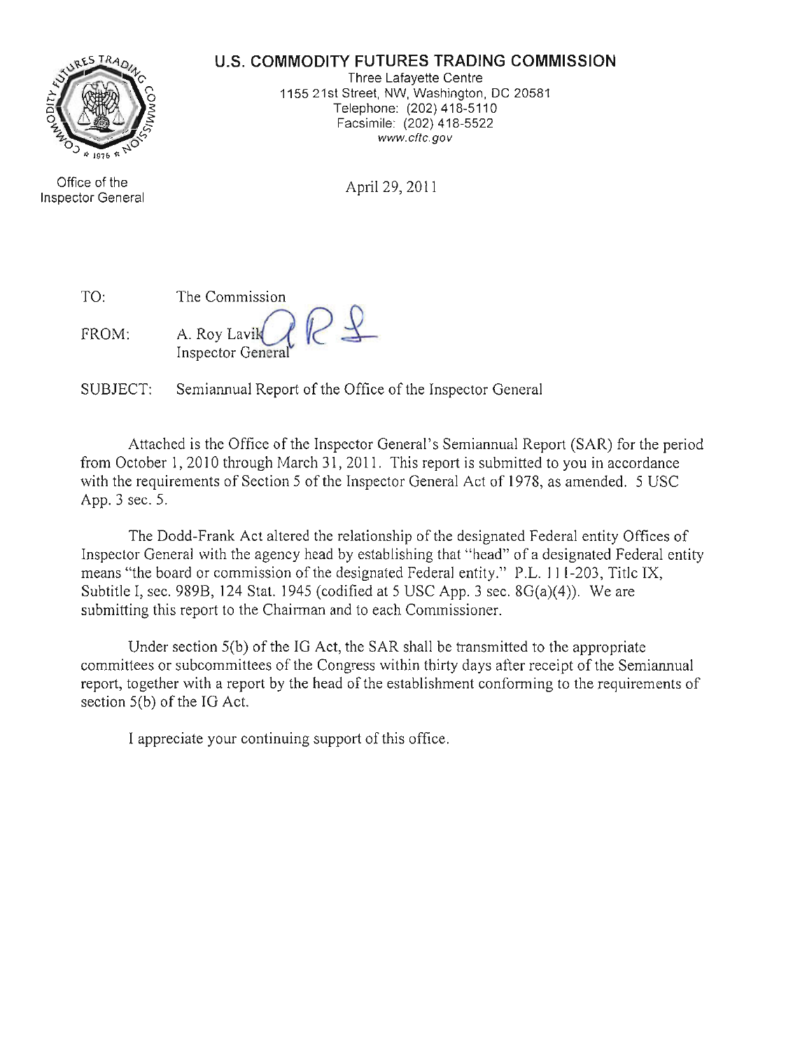**U.S. COMMODITY FUTURES TRADING COMMISSION**

Three Lafayette Centre
1155 21st Street, NW, Washington, DC 20581
Telephone: (202) 418-5110
Facsimile: (202) 418-5522
www.cftc.gov

Office of the Inspector General

April 29, 2011

TO: The Commission

FROM: A. Roy Lavik
Inspector General

SUBJECT: Semiannual Report of the Office of the Inspector General

Attached is the Office of the Inspector General's Semiannual Report (SAR) for the period from October 1, 2010 through March 31, 2011. This report is submitted to you in accordance with the requirements of Section 5 of the Inspector General Act of 1978, as amended. 5 USC App. 3 sec. 5.

The Dodd-Frank Act altered the relationship of the designated Federal entity Offices of Inspector General with the agency head by establishing that "head" of a designated Federal entity means "the board or commission of the designated Federal entity." P.L. 111-203, Title IX, Subtitle I, sec. 989B, 124 Stat. 1945 (codified at 5 USC App. 3 sec. 8G(a)(4)). We are submitting this report to the Chairman and to each Commissioner.

Under section 5(b) of the IG Act, the SAR shall be transmitted to the appropriate committees or subcommittees of the Congress within thirty days after receipt of the Semiannual report, together with a report by the head of the establishment conforming to the requirements of section 5(b) of the IG Act.

I appreciate your continuing support of this office.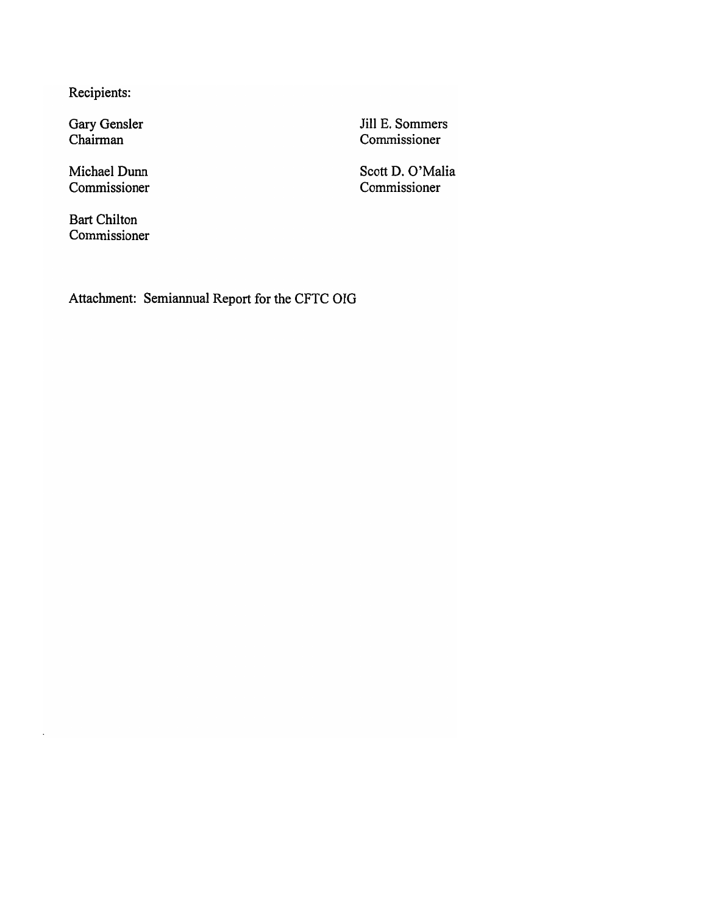Recipients:

Gary Gensler
Chairman

Michael Dunn
Commissioner

Bart Chilton
Commissioner

Jill E. Sommers
Commissioner

Scott D. O'Malia
Commissioner

Attachment: Semiannual Report for the CFTC OIG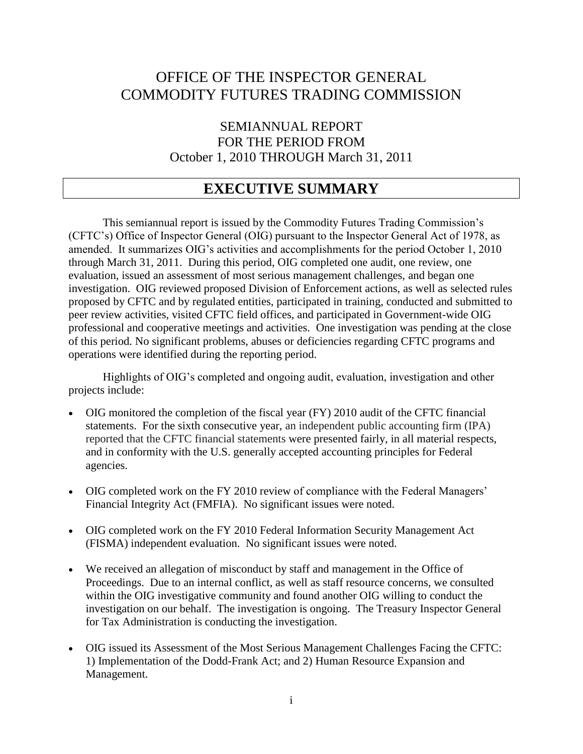# OFFICE OF THE INSPECTOR GENERAL COMMODITY FUTURES TRADING COMMISSION

## SEMIANNUAL REPORT FOR THE PERIOD FROM October 1, 2010 THROUGH March 31, 2011

## EXECUTIVE SUMMARY

This semiannual report is issued by the Commodity Futures Trading Commission's (CFTC's) Office of Inspector General (OIG) pursuant to the Inspector General Act of 1978, as amended. It summarizes OIG's activities and accomplishments for the period October 1, 2010 through March 31, 2011. During this period, OIG completed one audit, one review, one evaluation, issued an assessment of most serious management challenges, and began one investigation. OIG reviewed proposed Division of Enforcement actions, as well as selected rules proposed by CFTC and by regulated entities, participated in training, conducted and submitted to peer review activities, visited CFTC field offices, and participated in Government-wide OIG professional and cooperative meetings and activities. One investigation was pending at the close of this period. No significant problems, abuses or deficiencies regarding CFTC programs and operations were identified during the reporting period.

Highlights of OIG's completed and ongoing audit, evaluation, investigation and other projects include:

- OIG monitored the completion of the fiscal year (FY) 2010 audit of the CFTC financial statements. For the sixth consecutive year, an independent public accounting firm (IPA) reported that the CFTC financial statements were presented fairly, in all material respects, and in conformity with the U.S. generally accepted accounting principles for Federal agencies.

- OIG completed work on the FY 2010 review of compliance with the Federal Managers' Financial Integrity Act (FMFIA). No significant issues were noted.

- OIG completed work on the FY 2010 Federal Information Security Management Act (FISMA) independent evaluation. No significant issues were noted.

- We received an allegation of misconduct by staff and management in the Office of Proceedings. Due to an internal conflict, as well as staff resource concerns, we consulted within the OIG investigative community and found another OIG willing to conduct the investigation on our behalf. The investigation is ongoing. The Treasury Inspector General for Tax Administration is conducting the investigation.

- OIG issued its Assessment of the Most Serious Management Challenges Facing the CFTC: 1) Implementation of the Dodd-Frank Act; and 2) Human Resource Expansion and Management.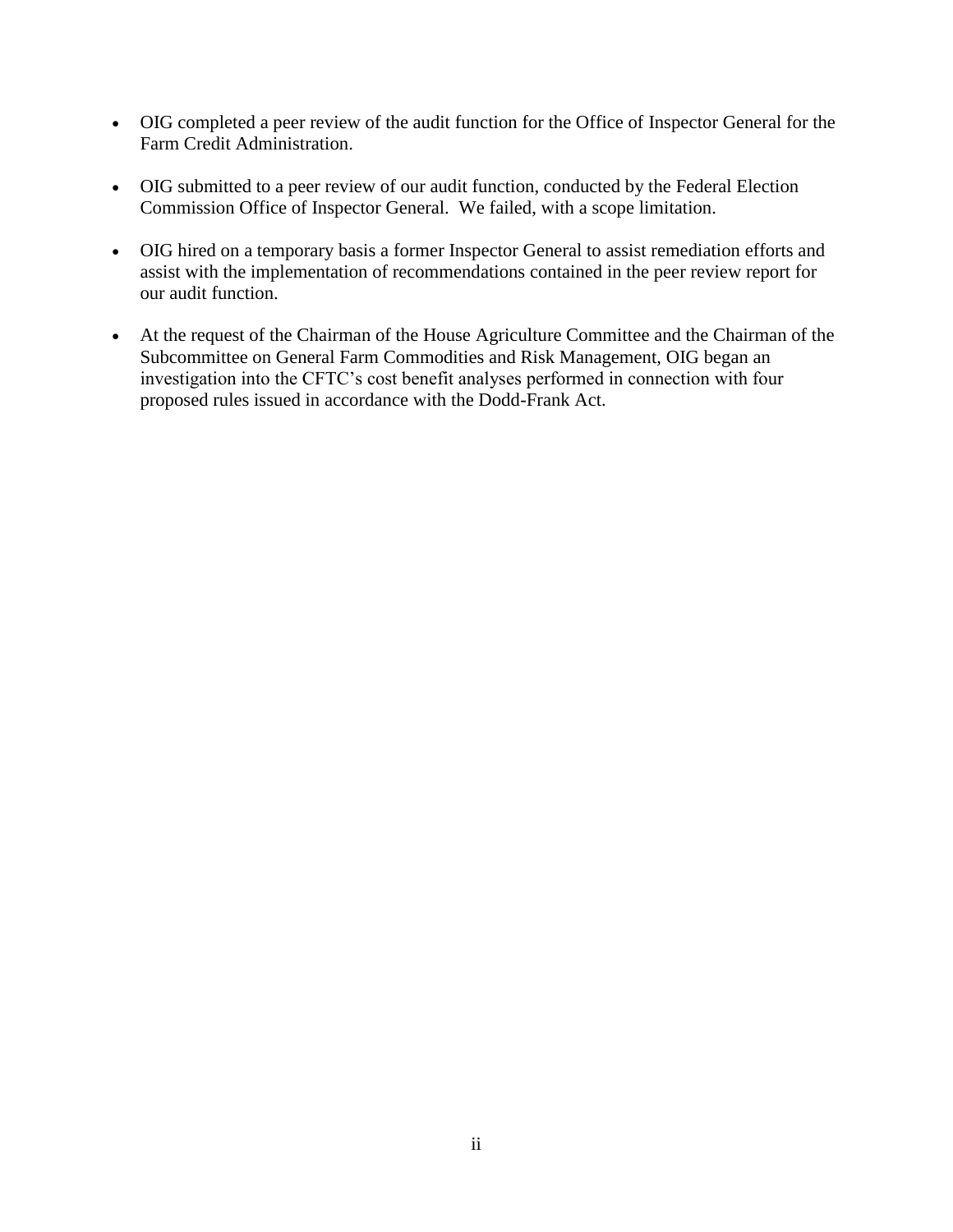- OIG completed a peer review of the audit function for the Office of Inspector General for the Farm Credit Administration.

- OIG submitted to a peer review of our audit function, conducted by the Federal Election Commission Office of Inspector General. We failed, with a scope limitation.

- OIG hired on a temporary basis a former Inspector General to assist remediation efforts and assist with the implementation of recommendations contained in the peer review report for our audit function.

- At the request of the Chairman of the House Agriculture Committee and the Chairman of the Subcommittee on General Farm Commodities and Risk Management, OIG began an investigation into the CFTC's cost benefit analyses performed in connection with four proposed rules issued in accordance with the Dodd-Frank Act.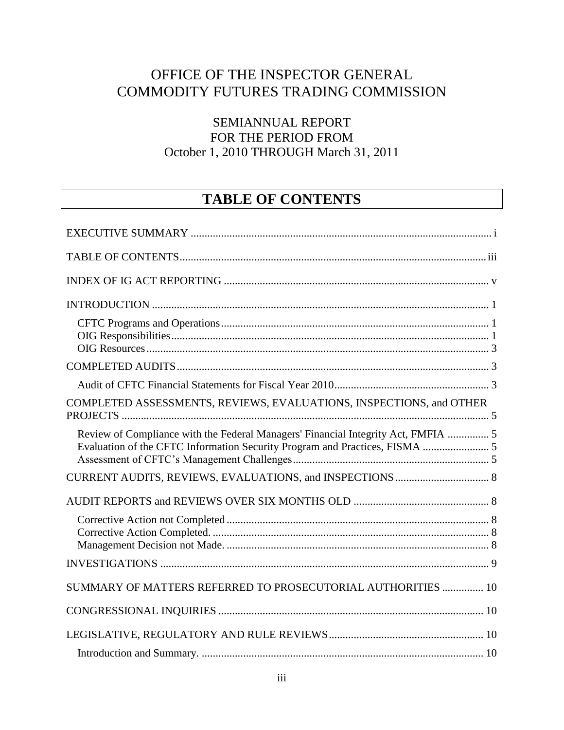# OFFICE OF THE INSPECTOR GENERAL
# COMMODITY FUTURES TRADING COMMISSION

## SEMIANNUAL REPORT
## FOR THE PERIOD FROM
## October 1, 2010 THROUGH March 31, 2011

## TABLE OF CONTENTS

EXECUTIVE SUMMARY ..... i

TABLE OF CONTENTS ..... iii

INDEX OF IG ACT REPORTING ..... v

INTRODUCTION ..... 1

- CFTC Programs and Operations ..... 1
- OIG Responsibilities ..... 1
- OIG Resources ..... 3

COMPLETED AUDITS ..... 3

- Audit of CFTC Financial Statements for Fiscal Year 2010 ..... 3

COMPLETED ASSESSMENTS, REVIEWS, EVALUATIONS, INSPECTIONS, and OTHER PROJECTS ..... 5

- Review of Compliance with the Federal Managers' Financial Integrity Act, FMFIA ..... 5
- Evaluation of the CFTC Information Security Program and Practices, FISMA ..... 5
- Assessment of CFTC's Management Challenges ..... 5

CURRENT AUDITS, REVIEWS, EVALUATIONS, and INSPECTIONS ..... 8

AUDIT REPORTS and REVIEWS OVER SIX MONTHS OLD ..... 8

- Corrective Action not Completed ..... 8
- Corrective Action Completed. ..... 8
- Management Decision not Made. ..... 8

INVESTIGATIONS ..... 9

SUMMARY OF MATTERS REFERRED TO PROSECUTORIAL AUTHORITIES ..... 10

CONGRESSIONAL INQUIRIES ..... 10

LEGISLATIVE, REGULATORY AND RULE REVIEWS ..... 10

- Introduction and Summary. ..... 10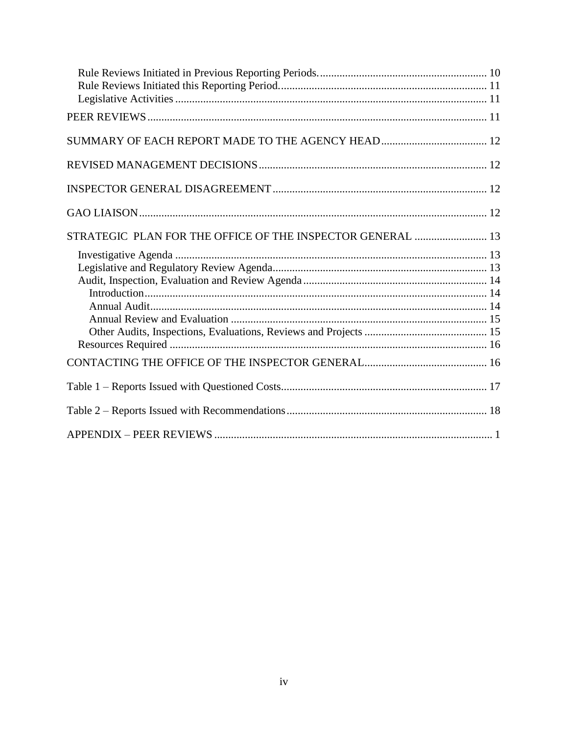Rule Reviews Initiated in Previous Reporting Periods. 10
Rule Reviews Initiated this Reporting Period. 11
Legislative Activities 11

PEER REVIEWS 11

SUMMARY OF EACH REPORT MADE TO THE AGENCY HEAD 12

REVISED MANAGEMENT DECISIONS 12

INSPECTOR GENERAL DISAGREEMENT 12

GAO LIAISON 12

STRATEGIC PLAN FOR THE OFFICE OF THE INSPECTOR GENERAL 13

- Investigative Agenda 13
- Legislative and Regulatory Review Agenda 13
- Audit, Inspection, Evaluation and Review Agenda 14
  - Introduction 14
  - Annual Audit 14
  - Annual Review and Evaluation 15
  - Other Audits, Inspections, Evaluations, Reviews and Projects 15
- Resources Required 16

CONTACTING THE OFFICE OF THE INSPECTOR GENERAL 16

Table 1 – Reports Issued with Questioned Costs 17

Table 2 – Reports Issued with Recommendations 18

APPENDIX – PEER REVIEWS 1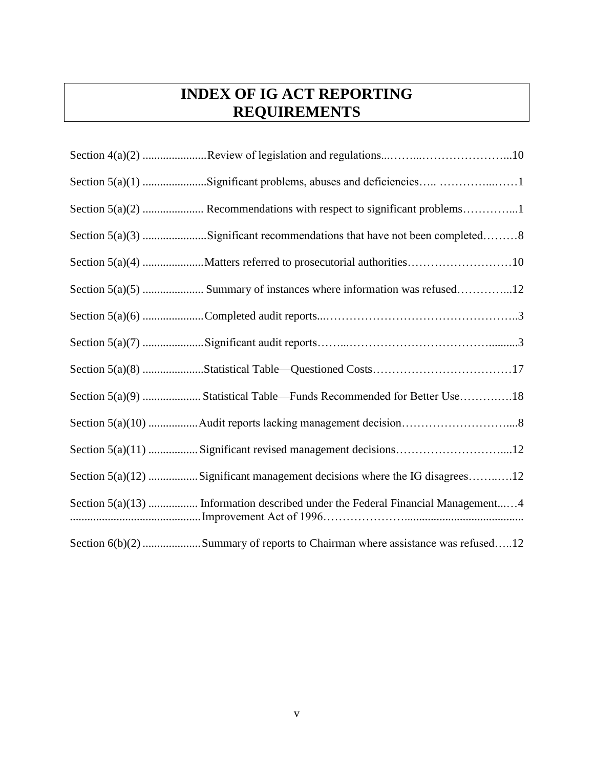# INDEX OF IG ACT REPORTING REQUIREMENTS

| Section | Requirement | Page |
|---|---|---|
| Section 4(a)(2) | Review of legislation and regulations | 10 |
| Section 5(a)(1) | Significant problems, abuses and deficiencies | 1 |
| Section 5(a)(2) | Recommendations with respect to significant problems | 1 |
| Section 5(a)(3) | Significant recommendations that have not been completed | 8 |
| Section 5(a)(4) | Matters referred to prosecutorial authorities | 10 |
| Section 5(a)(5) | Summary of instances where information was refused | 12 |
| Section 5(a)(6) | Completed audit reports | 3 |
| Section 5(a)(7) | Significant audit reports | 3 |
| Section 5(a)(8) | Statistical Table—Questioned Costs | 17 |
| Section 5(a)(9) | Statistical Table—Funds Recommended for Better Use | 18 |
| Section 5(a)(10) | Audit reports lacking management decision | 8 |
| Section 5(a)(11) | Significant revised management decisions | 12 |
| Section 5(a)(12) | Significant management decisions where the IG disagrees | 12 |
| Section 5(a)(13) | Information described under the Federal Financial Management Improvement Act of 1996 | 4 |
| Section 6(b)(2) | Summary of reports to Chairman where assistance was refused | 12 |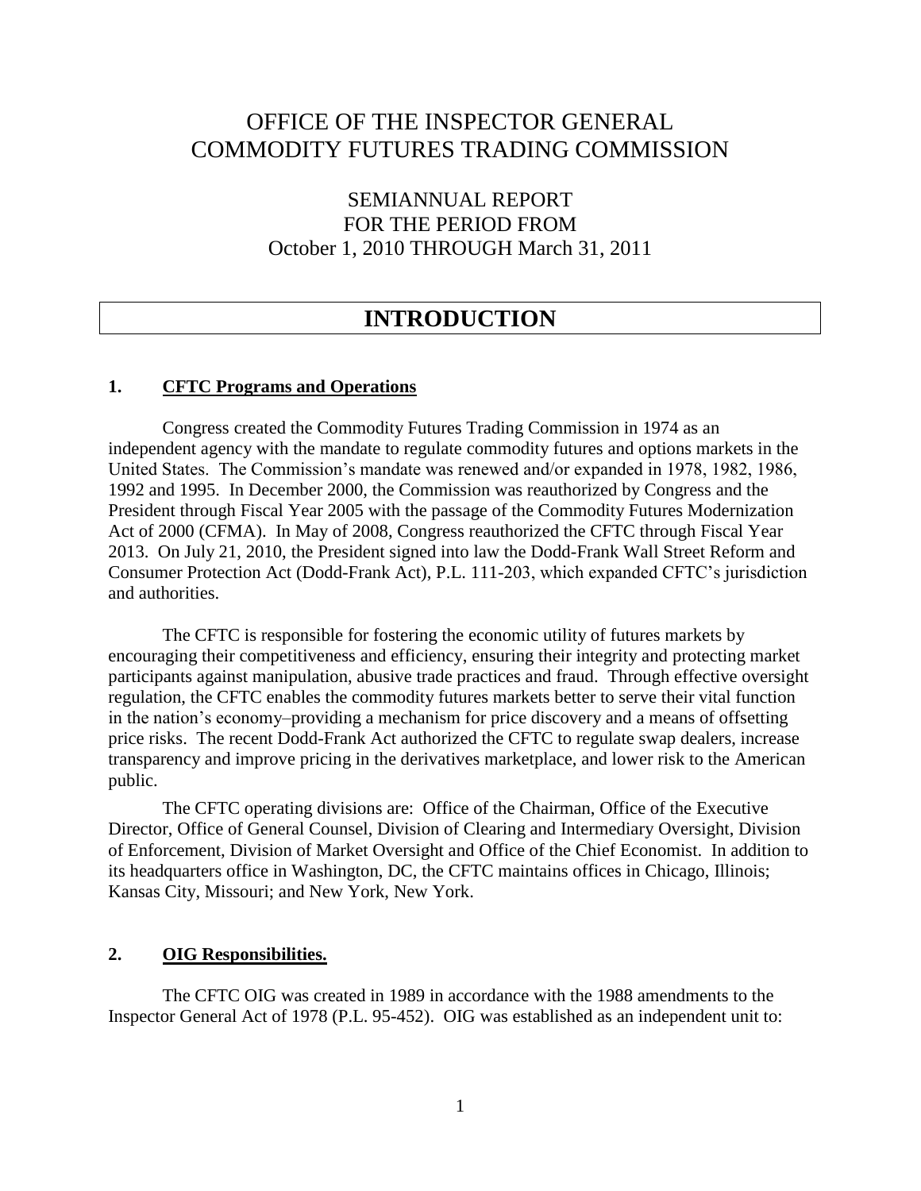# OFFICE OF THE INSPECTOR GENERAL
# COMMODITY FUTURES TRADING COMMISSION

## SEMIANNUAL REPORT
## FOR THE PERIOD FROM
## October 1, 2010 THROUGH March 31, 2011

# INTRODUCTION

### 1. CFTC Programs and Operations

Congress created the Commodity Futures Trading Commission in 1974 as an independent agency with the mandate to regulate commodity futures and options markets in the United States. The Commission's mandate was renewed and/or expanded in 1978, 1982, 1986, 1992 and 1995. In December 2000, the Commission was reauthorized by Congress and the President through Fiscal Year 2005 with the passage of the Commodity Futures Modernization Act of 2000 (CFMA). In May of 2008, Congress reauthorized the CFTC through Fiscal Year 2013. On July 21, 2010, the President signed into law the Dodd-Frank Wall Street Reform and Consumer Protection Act (Dodd-Frank Act), P.L. 111-203, which expanded CFTC's jurisdiction and authorities.

The CFTC is responsible for fostering the economic utility of futures markets by encouraging their competitiveness and efficiency, ensuring their integrity and protecting market participants against manipulation, abusive trade practices and fraud. Through effective oversight regulation, the CFTC enables the commodity futures markets better to serve their vital function in the nation's economy–providing a mechanism for price discovery and a means of offsetting price risks. The recent Dodd-Frank Act authorized the CFTC to regulate swap dealers, increase transparency and improve pricing in the derivatives marketplace, and lower risk to the American public.

The CFTC operating divisions are: Office of the Chairman, Office of the Executive Director, Office of General Counsel, Division of Clearing and Intermediary Oversight, Division of Enforcement, Division of Market Oversight and Office of the Chief Economist. In addition to its headquarters office in Washington, DC, the CFTC maintains offices in Chicago, Illinois; Kansas City, Missouri; and New York, New York.

### 2. OIG Responsibilities.

The CFTC OIG was created in 1989 in accordance with the 1988 amendments to the Inspector General Act of 1978 (P.L. 95-452). OIG was established as an independent unit to: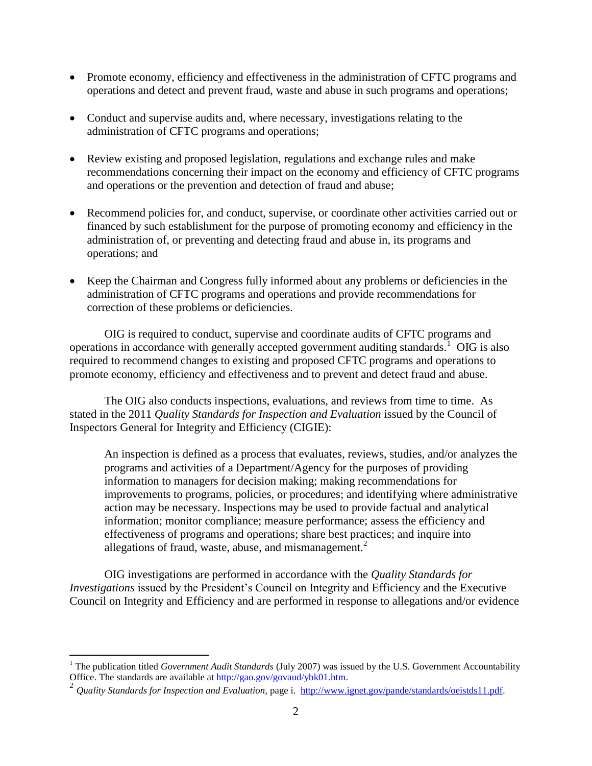- Promote economy, efficiency and effectiveness in the administration of CFTC programs and operations and detect and prevent fraud, waste and abuse in such programs and operations;
- Conduct and supervise audits and, where necessary, investigations relating to the administration of CFTC programs and operations;
- Review existing and proposed legislation, regulations and exchange rules and make recommendations concerning their impact on the economy and efficiency of CFTC programs and operations or the prevention and detection of fraud and abuse;
- Recommend policies for, and conduct, supervise, or coordinate other activities carried out or financed by such establishment for the purpose of promoting economy and efficiency in the administration of, or preventing and detecting fraud and abuse in, its programs and operations; and
- Keep the Chairman and Congress fully informed about any problems or deficiencies in the administration of CFTC programs and operations and provide recommendations for correction of these problems or deficiencies.

OIG is required to conduct, supervise and coordinate audits of CFTC programs and operations in accordance with generally accepted government auditing standards.[1] OIG is also required to recommend changes to existing and proposed CFTC programs and operations to promote economy, efficiency and effectiveness and to prevent and detect fraud and abuse.

The OIG also conducts inspections, evaluations, and reviews from time to time. As stated in the 2011 *Quality Standards for Inspection and Evaluation* issued by the Council of Inspectors General for Integrity and Efficiency (CIGIE):

> An inspection is defined as a process that evaluates, reviews, studies, and/or analyzes the programs and activities of a Department/Agency for the purposes of providing information to managers for decision making; making recommendations for improvements to programs, policies, or procedures; and identifying where administrative action may be necessary. Inspections may be used to provide factual and analytical information; monitor compliance; measure performance; assess the efficiency and effectiveness of programs and operations; share best practices; and inquire into allegations of fraud, waste, abuse, and mismanagement.[2]

OIG investigations are performed in accordance with the *Quality Standards for Investigations* issued by the President's Council on Integrity and Efficiency and the Executive Council on Integrity and Efficiency and are performed in response to allegations and/or evidence

---

[1] The publication titled *Government Audit Standards* (July 2007) was issued by the U.S. Government Accountability Office. The standards are available at http://gao.gov/govaud/ybk01.htm.

[2] *Quality Standards for Inspection and Evaluation*, page i. http://www.ignet.gov/pande/standards/oeistds11.pdf.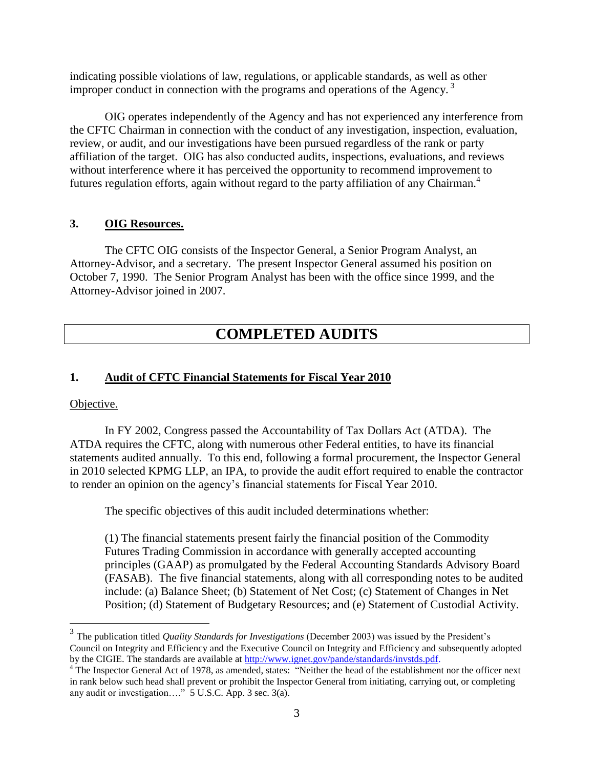indicating possible violations of law, regulations, or applicable standards, as well as other improper conduct in connection with the programs and operations of the Agency. [3]

OIG operates independently of the Agency and has not experienced any interference from the CFTC Chairman in connection with the conduct of any investigation, inspection, evaluation, review, or audit, and our investigations have been pursued regardless of the rank or party affiliation of the target. OIG has also conducted audits, inspections, evaluations, and reviews without interference where it has perceived the opportunity to recommend improvement to futures regulation efforts, again without regard to the party affiliation of any Chairman.[4]

### 3. OIG Resources.

The CFTC OIG consists of the Inspector General, a Senior Program Analyst, an Attorney-Advisor, and a secretary. The present Inspector General assumed his position on October 7, 1990. The Senior Program Analyst has been with the office since 1999, and the Attorney-Advisor joined in 2007.

## COMPLETED AUDITS

### 1. Audit of CFTC Financial Statements for Fiscal Year 2010

Objective.

In FY 2002, Congress passed the Accountability of Tax Dollars Act (ATDA). The ATDA requires the CFTC, along with numerous other Federal entities, to have its financial statements audited annually. To this end, following a formal procurement, the Inspector General in 2010 selected KPMG LLP, an IPA, to provide the audit effort required to enable the contractor to render an opinion on the agency's financial statements for Fiscal Year 2010.

The specific objectives of this audit included determinations whether:

(1) The financial statements present fairly the financial position of the Commodity Futures Trading Commission in accordance with generally accepted accounting principles (GAAP) as promulgated by the Federal Accounting Standards Advisory Board (FASAB). The five financial statements, along with all corresponding notes to be audited include: (a) Balance Sheet; (b) Statement of Net Cost; (c) Statement of Changes in Net Position; (d) Statement of Budgetary Resources; and (e) Statement of Custodial Activity.

---

[3] The publication titled *Quality Standards for Investigations* (December 2003) was issued by the President's Council on Integrity and Efficiency and the Executive Council on Integrity and Efficiency and subsequently adopted by the CIGIE. The standards are available at http://www.ignet.gov/pande/standards/invstds.pdf.

[4] The Inspector General Act of 1978, as amended, states: "Neither the head of the establishment nor the officer next in rank below such head shall prevent or prohibit the Inspector General from initiating, carrying out, or completing any audit or investigation…." 5 U.S.C. App. 3 sec. 3(a).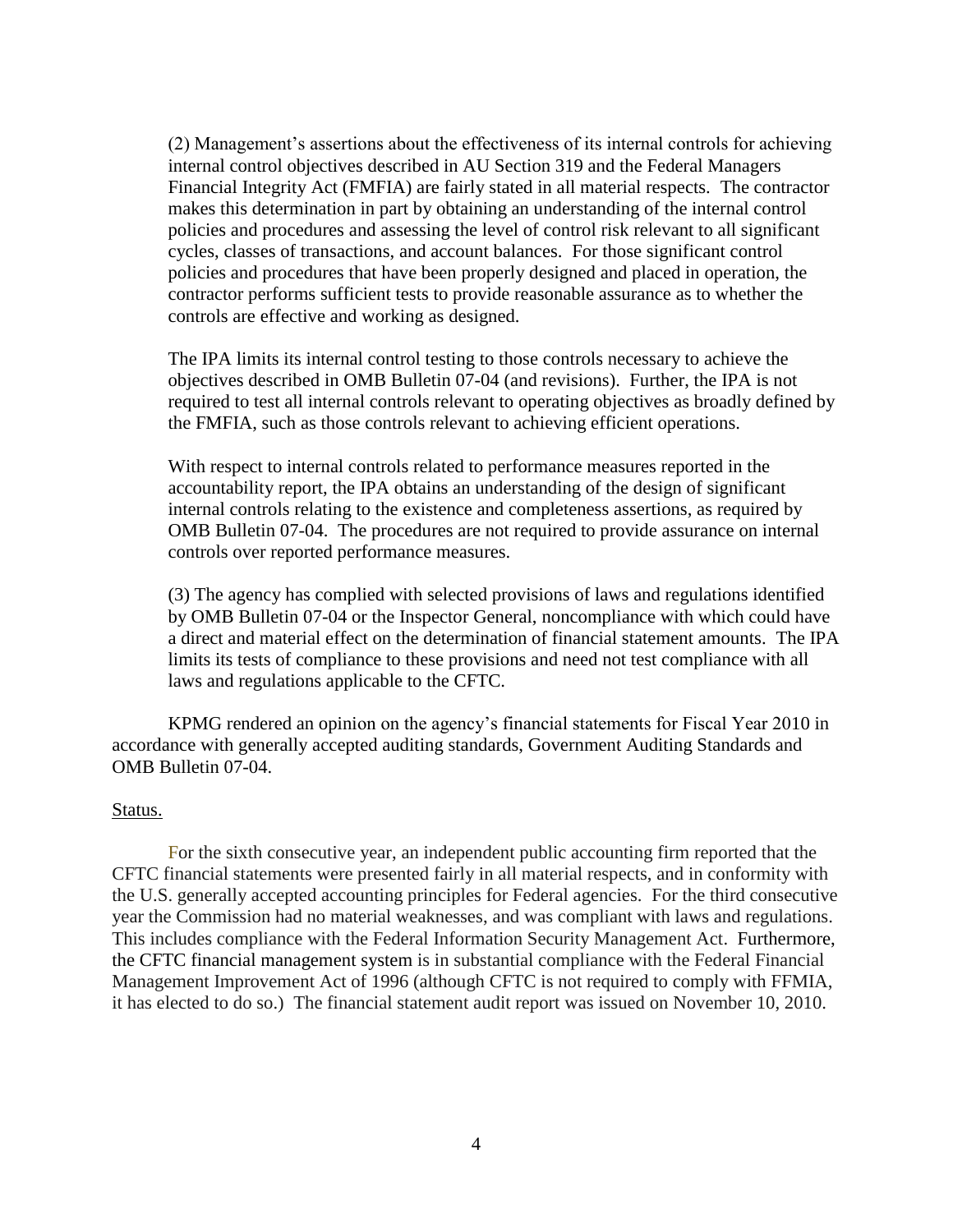(2) Management's assertions about the effectiveness of its internal controls for achieving internal control objectives described in AU Section 319 and the Federal Managers Financial Integrity Act (FMFIA) are fairly stated in all material respects. The contractor makes this determination in part by obtaining an understanding of the internal control policies and procedures and assessing the level of control risk relevant to all significant cycles, classes of transactions, and account balances. For those significant control policies and procedures that have been properly designed and placed in operation, the contractor performs sufficient tests to provide reasonable assurance as to whether the controls are effective and working as designed.

The IPA limits its internal control testing to those controls necessary to achieve the objectives described in OMB Bulletin 07-04 (and revisions). Further, the IPA is not required to test all internal controls relevant to operating objectives as broadly defined by the FMFIA, such as those controls relevant to achieving efficient operations.

With respect to internal controls related to performance measures reported in the accountability report, the IPA obtains an understanding of the design of significant internal controls relating to the existence and completeness assertions, as required by OMB Bulletin 07-04. The procedures are not required to provide assurance on internal controls over reported performance measures.

(3) The agency has complied with selected provisions of laws and regulations identified by OMB Bulletin 07-04 or the Inspector General, noncompliance with which could have a direct and material effect on the determination of financial statement amounts. The IPA limits its tests of compliance to these provisions and need not test compliance with all laws and regulations applicable to the CFTC.

KPMG rendered an opinion on the agency's financial statements for Fiscal Year 2010 in accordance with generally accepted auditing standards, Government Auditing Standards and OMB Bulletin 07-04.

Status.

For the sixth consecutive year, an independent public accounting firm reported that the CFTC financial statements were presented fairly in all material respects, and in conformity with the U.S. generally accepted accounting principles for Federal agencies. For the third consecutive year the Commission had no material weaknesses, and was compliant with laws and regulations. This includes compliance with the Federal Information Security Management Act. Furthermore, the CFTC financial management system is in substantial compliance with the Federal Financial Management Improvement Act of 1996 (although CFTC is not required to comply with FFMIA, it has elected to do so.) The financial statement audit report was issued on November 10, 2010.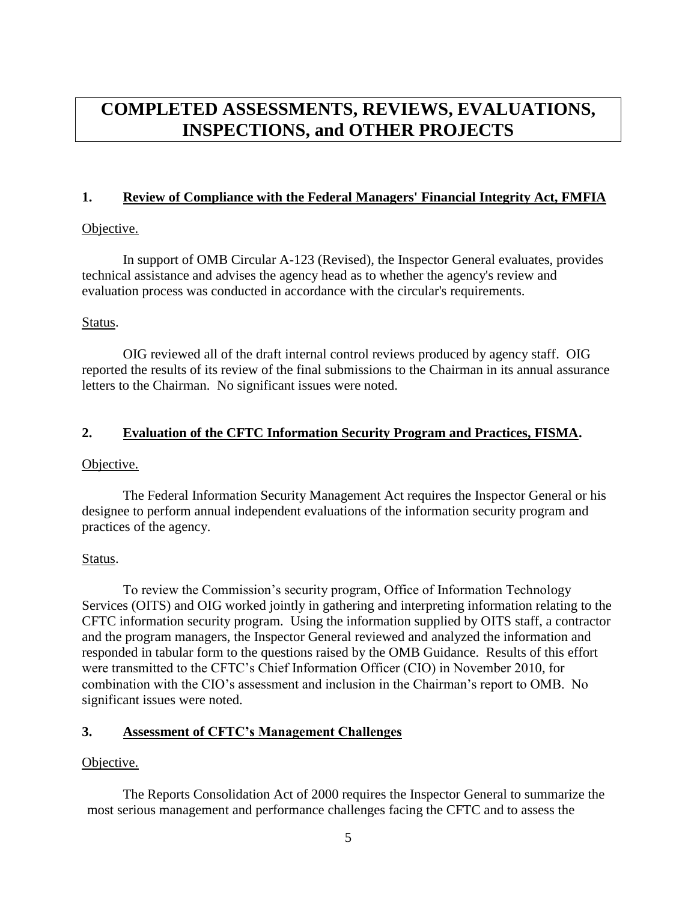# COMPLETED ASSESSMENTS, REVIEWS, EVALUATIONS, INSPECTIONS, and OTHER PROJECTS

## 1. Review of Compliance with the Federal Managers' Financial Integrity Act, FMFIA

Objective.

In support of OMB Circular A-123 (Revised), the Inspector General evaluates, provides technical assistance and advises the agency head as to whether the agency's review and evaluation process was conducted in accordance with the circular's requirements.

Status.

OIG reviewed all of the draft internal control reviews produced by agency staff. OIG reported the results of its review of the final submissions to the Chairman in its annual assurance letters to the Chairman. No significant issues were noted.

## 2. Evaluation of the CFTC Information Security Program and Practices, FISMA.

Objective.

The Federal Information Security Management Act requires the Inspector General or his designee to perform annual independent evaluations of the information security program and practices of the agency.

Status.

To review the Commission's security program, Office of Information Technology Services (OITS) and OIG worked jointly in gathering and interpreting information relating to the CFTC information security program. Using the information supplied by OITS staff, a contractor and the program managers, the Inspector General reviewed and analyzed the information and responded in tabular form to the questions raised by the OMB Guidance. Results of this effort were transmitted to the CFTC's Chief Information Officer (CIO) in November 2010, for combination with the CIO's assessment and inclusion in the Chairman's report to OMB. No significant issues were noted.

## 3. Assessment of CFTC's Management Challenges

Objective.

The Reports Consolidation Act of 2000 requires the Inspector General to summarize the most serious management and performance challenges facing the CFTC and to assess the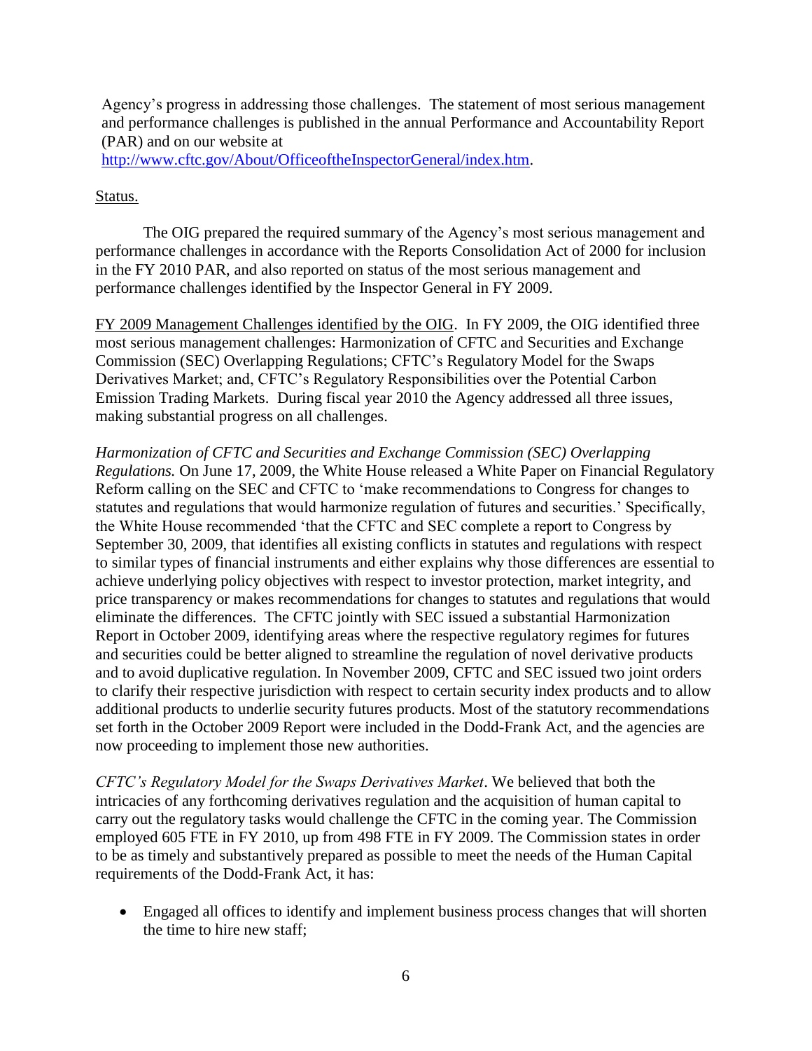Agency's progress in addressing those challenges. The statement of most serious management and performance challenges is published in the annual Performance and Accountability Report (PAR) and on our website at http://www.cftc.gov/About/OfficeoftheInspectorGeneral/index.htm.

Status.

The OIG prepared the required summary of the Agency's most serious management and performance challenges in accordance with the Reports Consolidation Act of 2000 for inclusion in the FY 2010 PAR, and also reported on status of the most serious management and performance challenges identified by the Inspector General in FY 2009.

FY 2009 Management Challenges identified by the OIG. In FY 2009, the OIG identified three most serious management challenges: Harmonization of CFTC and Securities and Exchange Commission (SEC) Overlapping Regulations; CFTC's Regulatory Model for the Swaps Derivatives Market; and, CFTC's Regulatory Responsibilities over the Potential Carbon Emission Trading Markets. During fiscal year 2010 the Agency addressed all three issues, making substantial progress on all challenges.

*Harmonization of CFTC and Securities and Exchange Commission (SEC) Overlapping Regulations.* On June 17, 2009, the White House released a White Paper on Financial Regulatory Reform calling on the SEC and CFTC to 'make recommendations to Congress for changes to statutes and regulations that would harmonize regulation of futures and securities.' Specifically, the White House recommended 'that the CFTC and SEC complete a report to Congress by September 30, 2009, that identifies all existing conflicts in statutes and regulations with respect to similar types of financial instruments and either explains why those differences are essential to achieve underlying policy objectives with respect to investor protection, market integrity, and price transparency or makes recommendations for changes to statutes and regulations that would eliminate the differences. The CFTC jointly with SEC issued a substantial Harmonization Report in October 2009, identifying areas where the respective regulatory regimes for futures and securities could be better aligned to streamline the regulation of novel derivative products and to avoid duplicative regulation. In November 2009, CFTC and SEC issued two joint orders to clarify their respective jurisdiction with respect to certain security index products and to allow additional products to underlie security futures products. Most of the statutory recommendations set forth in the October 2009 Report were included in the Dodd-Frank Act, and the agencies are now proceeding to implement those new authorities.

*CFTC's Regulatory Model for the Swaps Derivatives Market*. We believed that both the intricacies of any forthcoming derivatives regulation and the acquisition of human capital to carry out the regulatory tasks would challenge the CFTC in the coming year. The Commission employed 605 FTE in FY 2010, up from 498 FTE in FY 2009. The Commission states in order to be as timely and substantively prepared as possible to meet the needs of the Human Capital requirements of the Dodd-Frank Act, it has:

- Engaged all offices to identify and implement business process changes that will shorten the time to hire new staff;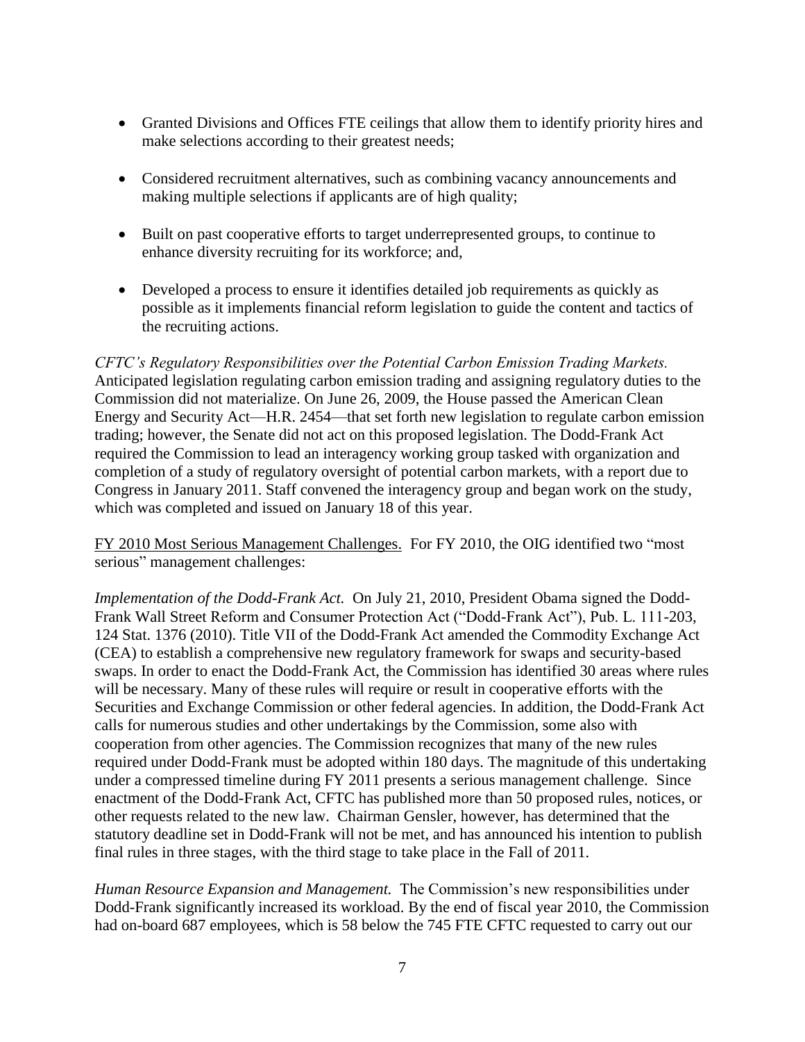- Granted Divisions and Offices FTE ceilings that allow them to identify priority hires and make selections according to their greatest needs;

- Considered recruitment alternatives, such as combining vacancy announcements and making multiple selections if applicants are of high quality;

- Built on past cooperative efforts to target underrepresented groups, to continue to enhance diversity recruiting for its workforce; and,

- Developed a process to ensure it identifies detailed job requirements as quickly as possible as it implements financial reform legislation to guide the content and tactics of the recruiting actions.

*CFTC's Regulatory Responsibilities over the Potential Carbon Emission Trading Markets.* Anticipated legislation regulating carbon emission trading and assigning regulatory duties to the Commission did not materialize. On June 26, 2009, the House passed the American Clean Energy and Security Act—H.R. 2454—that set forth new legislation to regulate carbon emission trading; however, the Senate did not act on this proposed legislation. The Dodd-Frank Act required the Commission to lead an interagency working group tasked with organization and completion of a study of regulatory oversight of potential carbon markets, with a report due to Congress in January 2011. Staff convened the interagency group and began work on the study, which was completed and issued on January 18 of this year.

<u>FY 2010 Most Serious Management Challenges.</u> For FY 2010, the OIG identified two "most serious" management challenges:

*Implementation of the Dodd-Frank Act.* On July 21, 2010, President Obama signed the Dodd-Frank Wall Street Reform and Consumer Protection Act ("Dodd-Frank Act"), Pub. L. 111-203, 124 Stat. 1376 (2010). Title VII of the Dodd-Frank Act amended the Commodity Exchange Act (CEA) to establish a comprehensive new regulatory framework for swaps and security-based swaps. In order to enact the Dodd-Frank Act, the Commission has identified 30 areas where rules will be necessary. Many of these rules will require or result in cooperative efforts with the Securities and Exchange Commission or other federal agencies. In addition, the Dodd-Frank Act calls for numerous studies and other undertakings by the Commission, some also with cooperation from other agencies. The Commission recognizes that many of the new rules required under Dodd-Frank must be adopted within 180 days. The magnitude of this undertaking under a compressed timeline during FY 2011 presents a serious management challenge. Since enactment of the Dodd-Frank Act, CFTC has published more than 50 proposed rules, notices, or other requests related to the new law. Chairman Gensler, however, has determined that the statutory deadline set in Dodd-Frank will not be met, and has announced his intention to publish final rules in three stages, with the third stage to take place in the Fall of 2011.

*Human Resource Expansion and Management.* The Commission's new responsibilities under Dodd-Frank significantly increased its workload. By the end of fiscal year 2010, the Commission had on-board 687 employees, which is 58 below the 745 FTE CFTC requested to carry out our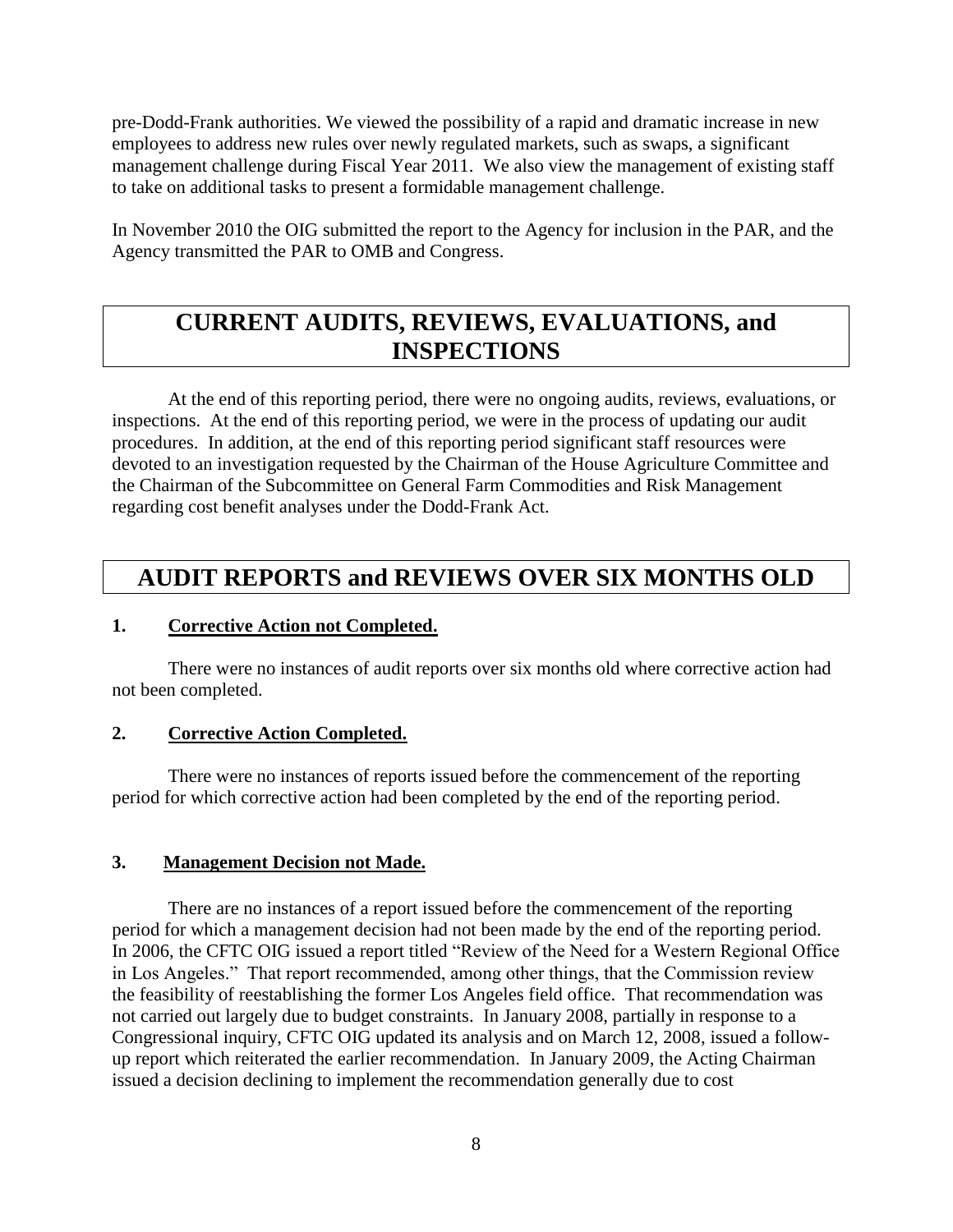pre-Dodd-Frank authorities. We viewed the possibility of a rapid and dramatic increase in new employees to address new rules over newly regulated markets, such as swaps, a significant management challenge during Fiscal Year 2011. We also view the management of existing staff to take on additional tasks to present a formidable management challenge.

In November 2010 the OIG submitted the report to the Agency for inclusion in the PAR, and the Agency transmitted the PAR to OMB and Congress.

## CURRENT AUDITS, REVIEWS, EVALUATIONS, and INSPECTIONS

At the end of this reporting period, there were no ongoing audits, reviews, evaluations, or inspections. At the end of this reporting period, we were in the process of updating our audit procedures. In addition, at the end of this reporting period significant staff resources were devoted to an investigation requested by the Chairman of the House Agriculture Committee and the Chairman of the Subcommittee on General Farm Commodities and Risk Management regarding cost benefit analyses under the Dodd-Frank Act.

## AUDIT REPORTS and REVIEWS OVER SIX MONTHS OLD

### 1. Corrective Action not Completed.

There were no instances of audit reports over six months old where corrective action had not been completed.

### 2. Corrective Action Completed.

There were no instances of reports issued before the commencement of the reporting period for which corrective action had been completed by the end of the reporting period.

### 3. Management Decision not Made.

There are no instances of a report issued before the commencement of the reporting period for which a management decision had not been made by the end of the reporting period. In 2006, the CFTC OIG issued a report titled "Review of the Need for a Western Regional Office in Los Angeles." That report recommended, among other things, that the Commission review the feasibility of reestablishing the former Los Angeles field office. That recommendation was not carried out largely due to budget constraints. In January 2008, partially in response to a Congressional inquiry, CFTC OIG updated its analysis and on March 12, 2008, issued a follow-up report which reiterated the earlier recommendation. In January 2009, the Acting Chairman issued a decision declining to implement the recommendation generally due to cost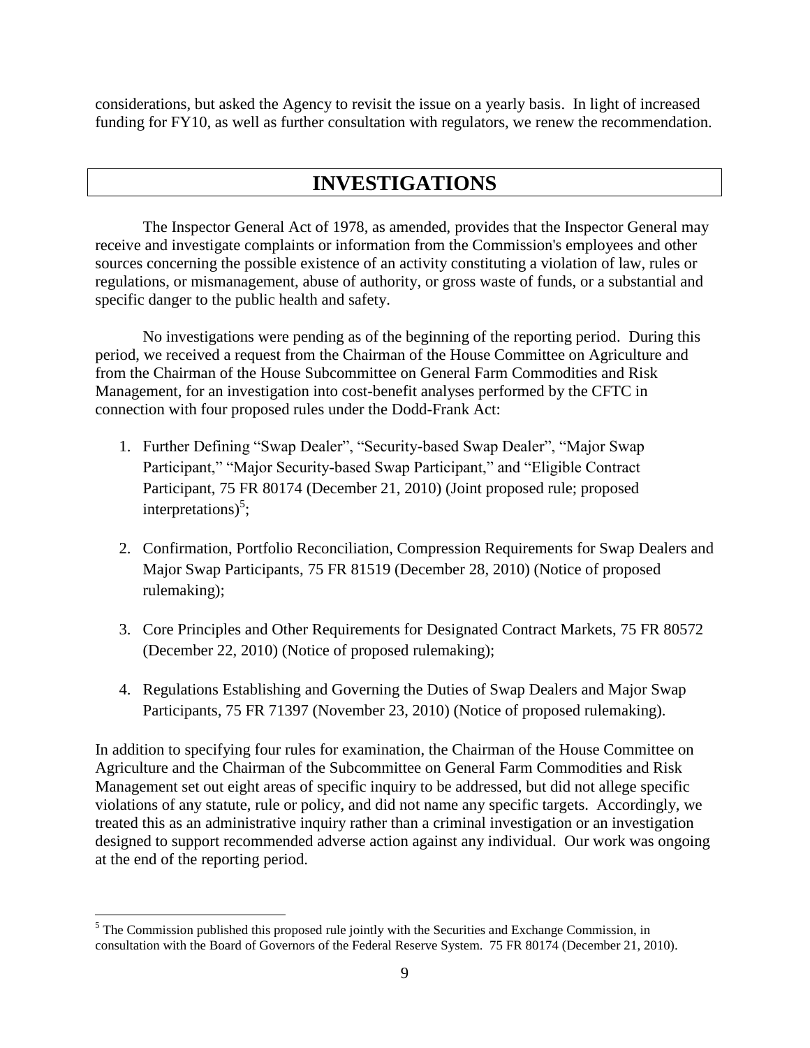considerations, but asked the Agency to revisit the issue on a yearly basis. In light of increased funding for FY10, as well as further consultation with regulators, we renew the recommendation.

# INVESTIGATIONS

The Inspector General Act of 1978, as amended, provides that the Inspector General may receive and investigate complaints or information from the Commission's employees and other sources concerning the possible existence of an activity constituting a violation of law, rules or regulations, or mismanagement, abuse of authority, or gross waste of funds, or a substantial and specific danger to the public health and safety.

No investigations were pending as of the beginning of the reporting period. During this period, we received a request from the Chairman of the House Committee on Agriculture and from the Chairman of the House Subcommittee on General Farm Commodities and Risk Management, for an investigation into cost-benefit analyses performed by the CFTC in connection with four proposed rules under the Dodd-Frank Act:

1. Further Defining "Swap Dealer", "Security-based Swap Dealer", "Major Swap Participant," "Major Security-based Swap Participant," and "Eligible Contract Participant, 75 FR 80174 (December 21, 2010) (Joint proposed rule; proposed interpretations)[5];

2. Confirmation, Portfolio Reconciliation, Compression Requirements for Swap Dealers and Major Swap Participants, 75 FR 81519 (December 28, 2010) (Notice of proposed rulemaking);

3. Core Principles and Other Requirements for Designated Contract Markets, 75 FR 80572 (December 22, 2010) (Notice of proposed rulemaking);

4. Regulations Establishing and Governing the Duties of Swap Dealers and Major Swap Participants, 75 FR 71397 (November 23, 2010) (Notice of proposed rulemaking).

In addition to specifying four rules for examination, the Chairman of the House Committee on Agriculture and the Chairman of the Subcommittee on General Farm Commodities and Risk Management set out eight areas of specific inquiry to be addressed, but did not allege specific violations of any statute, rule or policy, and did not name any specific targets. Accordingly, we treated this as an administrative inquiry rather than a criminal investigation or an investigation designed to support recommended adverse action against any individual. Our work was ongoing at the end of the reporting period.

---

[5] The Commission published this proposed rule jointly with the Securities and Exchange Commission, in consultation with the Board of Governors of the Federal Reserve System. 75 FR 80174 (December 21, 2010).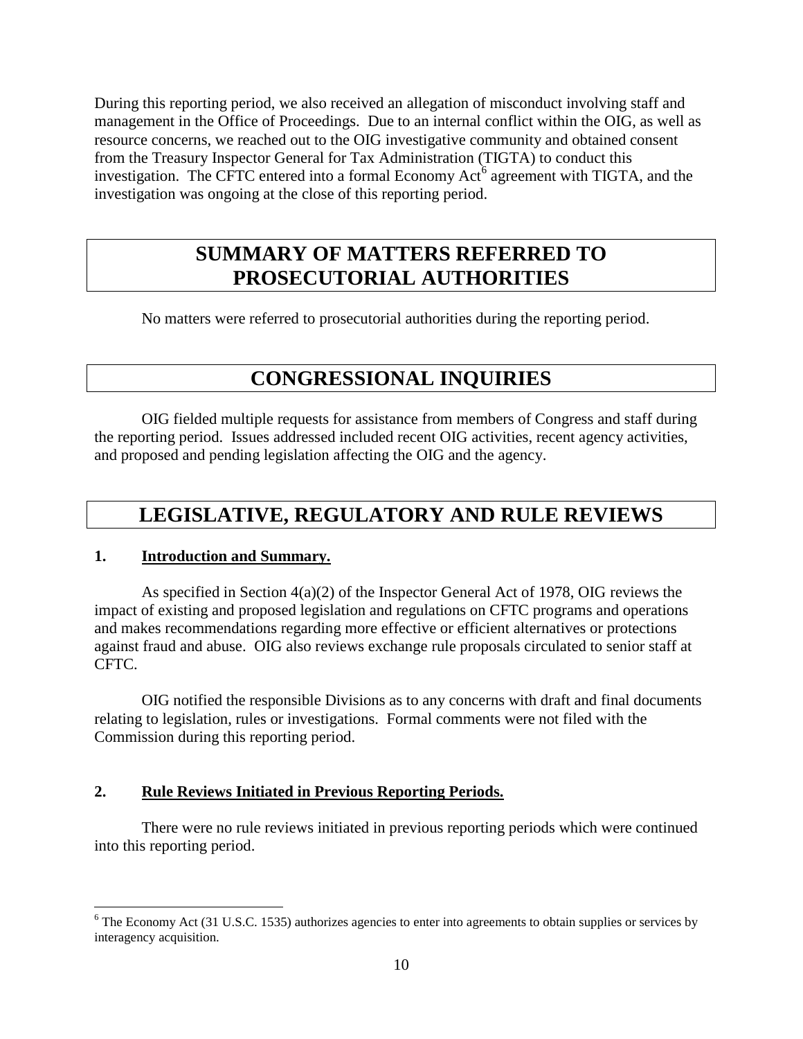During this reporting period, we also received an allegation of misconduct involving staff and management in the Office of Proceedings. Due to an internal conflict within the OIG, as well as resource concerns, we reached out to the OIG investigative community and obtained consent from the Treasury Inspector General for Tax Administration (TIGTA) to conduct this investigation. The CFTC entered into a formal Economy Act[6] agreement with TIGTA, and the investigation was ongoing at the close of this reporting period.

# SUMMARY OF MATTERS REFERRED TO PROSECUTORIAL AUTHORITIES

No matters were referred to prosecutorial authorities during the reporting period.

# CONGRESSIONAL INQUIRIES

OIG fielded multiple requests for assistance from members of Congress and staff during the reporting period. Issues addressed included recent OIG activities, recent agency activities, and proposed and pending legislation affecting the OIG and the agency.

# LEGISLATIVE, REGULATORY AND RULE REVIEWS

## 1. Introduction and Summary.

As specified in Section 4(a)(2) of the Inspector General Act of 1978, OIG reviews the impact of existing and proposed legislation and regulations on CFTC programs and operations and makes recommendations regarding more effective or efficient alternatives or protections against fraud and abuse. OIG also reviews exchange rule proposals circulated to senior staff at CFTC.

OIG notified the responsible Divisions as to any concerns with draft and final documents relating to legislation, rules or investigations. Formal comments were not filed with the Commission during this reporting period.

## 2. Rule Reviews Initiated in Previous Reporting Periods.

There were no rule reviews initiated in previous reporting periods which were continued into this reporting period.

---

[6] The Economy Act (31 U.S.C. 1535) authorizes agencies to enter into agreements to obtain supplies or services by interagency acquisition.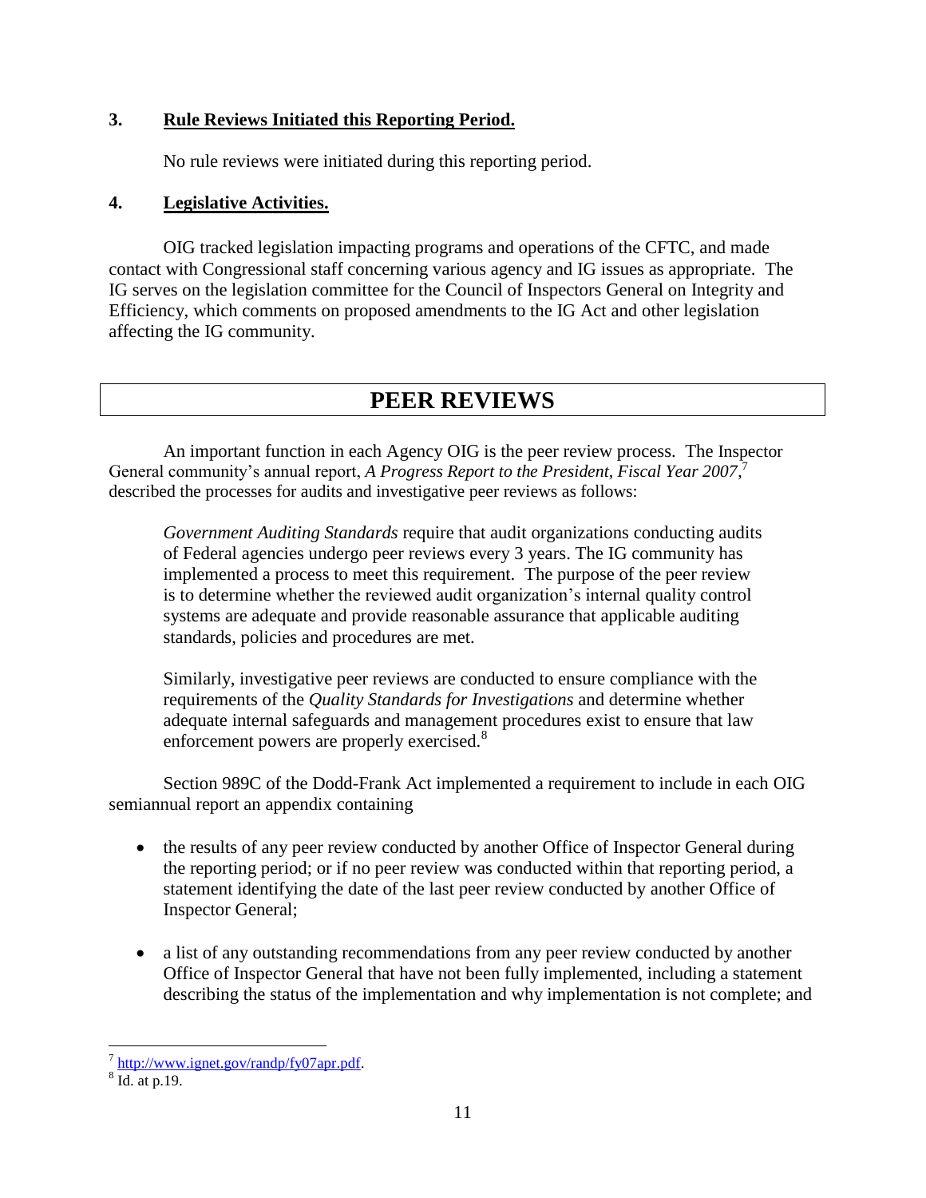### 3. Rule Reviews Initiated this Reporting Period.

No rule reviews were initiated during this reporting period.

### 4. Legislative Activities.

OIG tracked legislation impacting programs and operations of the CFTC, and made contact with Congressional staff concerning various agency and IG issues as appropriate. The IG serves on the legislation committee for the Council of Inspectors General on Integrity and Efficiency, which comments on proposed amendments to the IG Act and other legislation affecting the IG community.

## PEER REVIEWS

An important function in each Agency OIG is the peer review process. The Inspector General community's annual report, *A Progress Report to the President, Fiscal Year 2007*,[7] described the processes for audits and investigative peer reviews as follows:

> *Government Auditing Standards* require that audit organizations conducting audits of Federal agencies undergo peer reviews every 3 years. The IG community has implemented a process to meet this requirement. The purpose of the peer review is to determine whether the reviewed audit organization's internal quality control systems are adequate and provide reasonable assurance that applicable auditing standards, policies and procedures are met.
>
> Similarly, investigative peer reviews are conducted to ensure compliance with the requirements of the *Quality Standards for Investigations* and determine whether adequate internal safeguards and management procedures exist to ensure that law enforcement powers are properly exercised.[8]

Section 989C of the Dodd-Frank Act implemented a requirement to include in each OIG semiannual report an appendix containing

- the results of any peer review conducted by another Office of Inspector General during the reporting period; or if no peer review was conducted within that reporting period, a statement identifying the date of the last peer review conducted by another Office of Inspector General;

- a list of any outstanding recommendations from any peer review conducted by another Office of Inspector General that have not been fully implemented, including a statement describing the status of the implementation and why implementation is not complete; and

---

[7] http://www.ignet.gov/randp/fy07apr.pdf.

[8] Id. at p.19.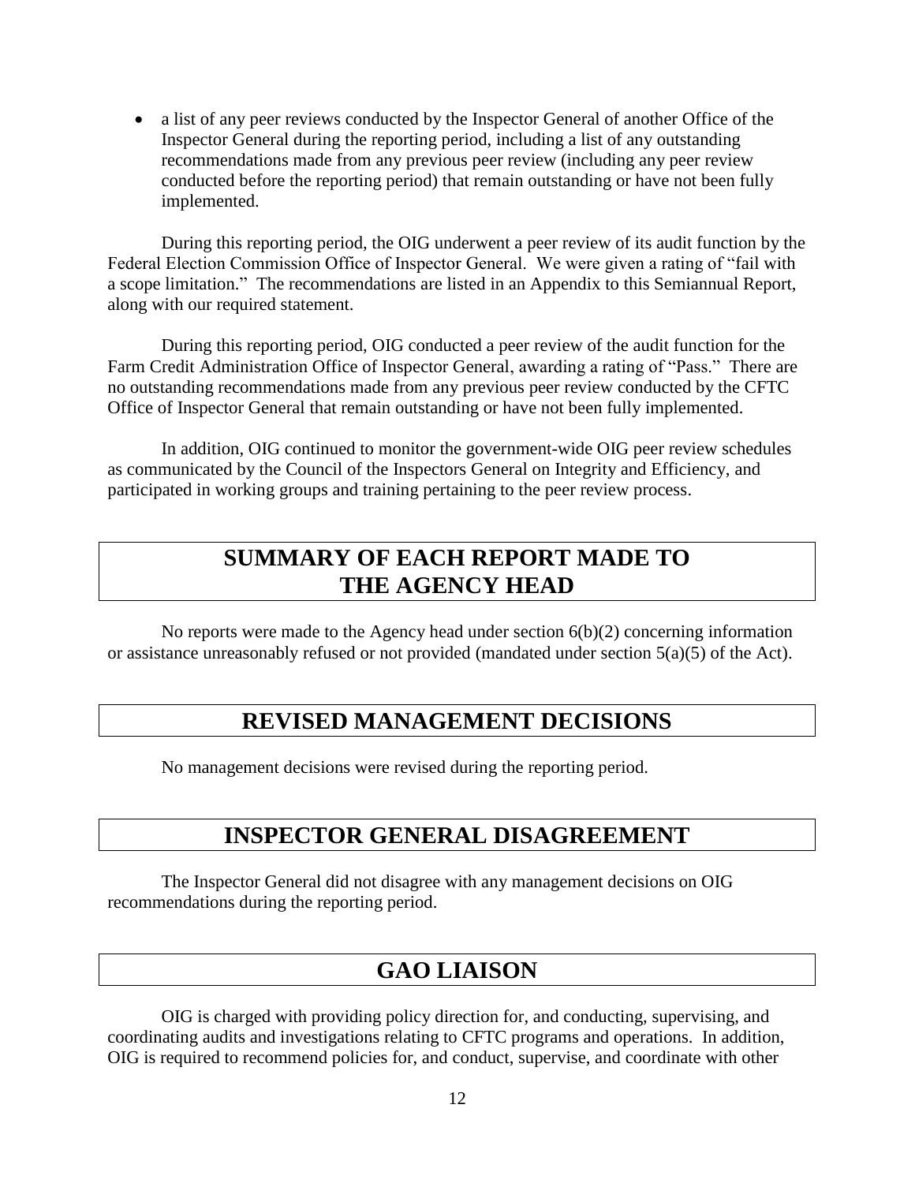- a list of any peer reviews conducted by the Inspector General of another Office of the Inspector General during the reporting period, including a list of any outstanding recommendations made from any previous peer review (including any peer review conducted before the reporting period) that remain outstanding or have not been fully implemented.

During this reporting period, the OIG underwent a peer review of its audit function by the Federal Election Commission Office of Inspector General. We were given a rating of "fail with a scope limitation." The recommendations are listed in an Appendix to this Semiannual Report, along with our required statement.

During this reporting period, OIG conducted a peer review of the audit function for the Farm Credit Administration Office of Inspector General, awarding a rating of "Pass." There are no outstanding recommendations made from any previous peer review conducted by the CFTC Office of Inspector General that remain outstanding or have not been fully implemented.

In addition, OIG continued to monitor the government-wide OIG peer review schedules as communicated by the Council of the Inspectors General on Integrity and Efficiency, and participated in working groups and training pertaining to the peer review process.

## SUMMARY OF EACH REPORT MADE TO THE AGENCY HEAD

No reports were made to the Agency head under section 6(b)(2) concerning information or assistance unreasonably refused or not provided (mandated under section 5(a)(5) of the Act).

## REVISED MANAGEMENT DECISIONS

No management decisions were revised during the reporting period.

## INSPECTOR GENERAL DISAGREEMENT

The Inspector General did not disagree with any management decisions on OIG recommendations during the reporting period.

## GAO LIAISON

OIG is charged with providing policy direction for, and conducting, supervising, and coordinating audits and investigations relating to CFTC programs and operations. In addition, OIG is required to recommend policies for, and conduct, supervise, and coordinate with other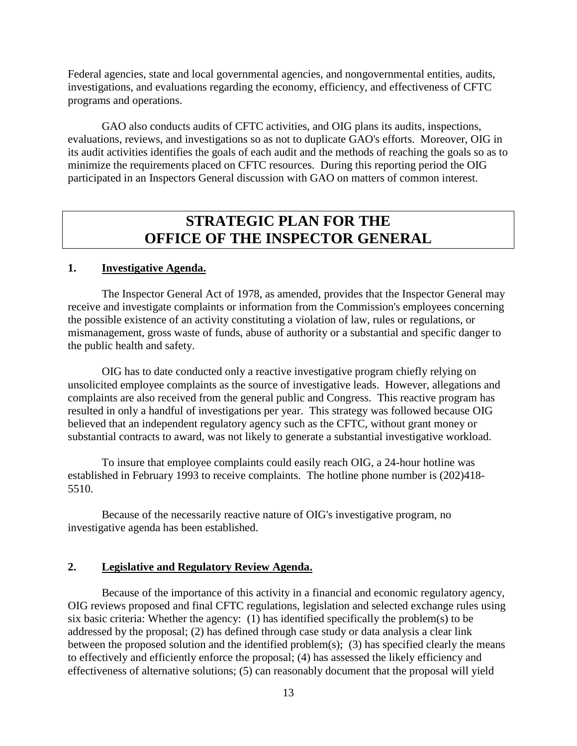Federal agencies, state and local governmental agencies, and nongovernmental entities, audits, investigations, and evaluations regarding the economy, efficiency, and effectiveness of CFTC programs and operations.

GAO also conducts audits of CFTC activities, and OIG plans its audits, inspections, evaluations, reviews, and investigations so as not to duplicate GAO's efforts. Moreover, OIG in its audit activities identifies the goals of each audit and the methods of reaching the goals so as to minimize the requirements placed on CFTC resources. During this reporting period the OIG participated in an Inspectors General discussion with GAO on matters of common interest.

# STRATEGIC PLAN FOR THE OFFICE OF THE INSPECTOR GENERAL

## 1. Investigative Agenda.

The Inspector General Act of 1978, as amended, provides that the Inspector General may receive and investigate complaints or information from the Commission's employees concerning the possible existence of an activity constituting a violation of law, rules or regulations, or mismanagement, gross waste of funds, abuse of authority or a substantial and specific danger to the public health and safety.

OIG has to date conducted only a reactive investigative program chiefly relying on unsolicited employee complaints as the source of investigative leads. However, allegations and complaints are also received from the general public and Congress. This reactive program has resulted in only a handful of investigations per year. This strategy was followed because OIG believed that an independent regulatory agency such as the CFTC, without grant money or substantial contracts to award, was not likely to generate a substantial investigative workload.

To insure that employee complaints could easily reach OIG, a 24-hour hotline was established in February 1993 to receive complaints. The hotline phone number is (202)418-5510.

Because of the necessarily reactive nature of OIG's investigative program, no investigative agenda has been established.

## 2. Legislative and Regulatory Review Agenda.

Because of the importance of this activity in a financial and economic regulatory agency, OIG reviews proposed and final CFTC regulations, legislation and selected exchange rules using six basic criteria: Whether the agency: (1) has identified specifically the problem(s) to be addressed by the proposal; (2) has defined through case study or data analysis a clear link between the proposed solution and the identified problem(s); (3) has specified clearly the means to effectively and efficiently enforce the proposal; (4) has assessed the likely efficiency and effectiveness of alternative solutions; (5) can reasonably document that the proposal will yield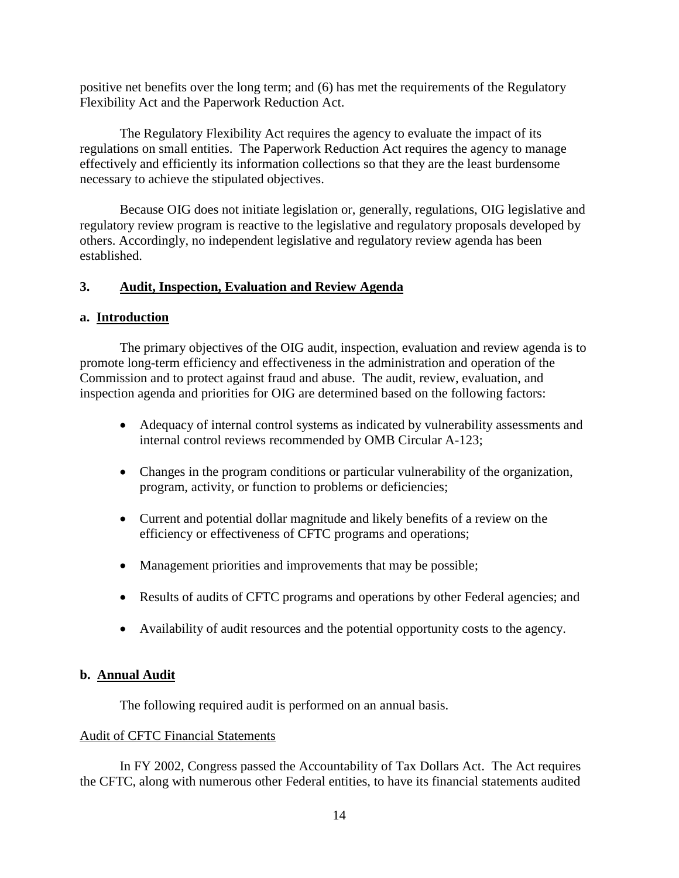positive net benefits over the long term; and (6) has met the requirements of the Regulatory Flexibility Act and the Paperwork Reduction Act.

The Regulatory Flexibility Act requires the agency to evaluate the impact of its regulations on small entities. The Paperwork Reduction Act requires the agency to manage effectively and efficiently its information collections so that they are the least burdensome necessary to achieve the stipulated objectives.

Because OIG does not initiate legislation or, generally, regulations, OIG legislative and regulatory review program is reactive to the legislative and regulatory proposals developed by others. Accordingly, no independent legislative and regulatory review agenda has been established.

## 3. Audit, Inspection, Evaluation and Review Agenda

### a. Introduction

The primary objectives of the OIG audit, inspection, evaluation and review agenda is to promote long-term efficiency and effectiveness in the administration and operation of the Commission and to protect against fraud and abuse. The audit, review, evaluation, and inspection agenda and priorities for OIG are determined based on the following factors:

- Adequacy of internal control systems as indicated by vulnerability assessments and internal control reviews recommended by OMB Circular A-123;
- Changes in the program conditions or particular vulnerability of the organization, program, activity, or function to problems or deficiencies;
- Current and potential dollar magnitude and likely benefits of a review on the efficiency or effectiveness of CFTC programs and operations;
- Management priorities and improvements that may be possible;
- Results of audits of CFTC programs and operations by other Federal agencies; and
- Availability of audit resources and the potential opportunity costs to the agency.

### b. Annual Audit

The following required audit is performed on an annual basis.

Audit of CFTC Financial Statements

In FY 2002, Congress passed the Accountability of Tax Dollars Act. The Act requires the CFTC, along with numerous other Federal entities, to have its financial statements audited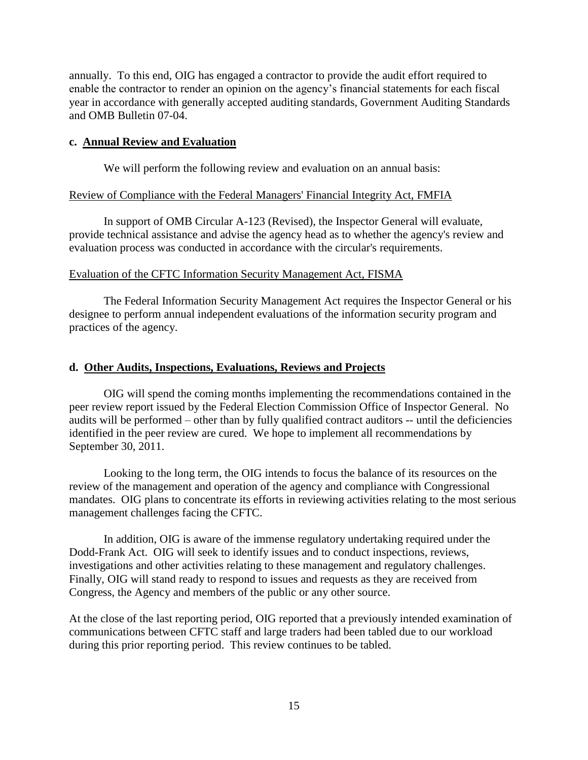annually. To this end, OIG has engaged a contractor to provide the audit effort required to enable the contractor to render an opinion on the agency's financial statements for each fiscal year in accordance with generally accepted auditing standards, Government Auditing Standards and OMB Bulletin 07-04.

**c. Annual Review and Evaluation**

We will perform the following review and evaluation on an annual basis:

Review of Compliance with the Federal Managers' Financial Integrity Act, FMFIA

In support of OMB Circular A-123 (Revised), the Inspector General will evaluate, provide technical assistance and advise the agency head as to whether the agency's review and evaluation process was conducted in accordance with the circular's requirements.

Evaluation of the CFTC Information Security Management Act, FISMA

The Federal Information Security Management Act requires the Inspector General or his designee to perform annual independent evaluations of the information security program and practices of the agency.

**d. Other Audits, Inspections, Evaluations, Reviews and Projects**

OIG will spend the coming months implementing the recommendations contained in the peer review report issued by the Federal Election Commission Office of Inspector General. No audits will be performed – other than by fully qualified contract auditors -- until the deficiencies identified in the peer review are cured. We hope to implement all recommendations by September 30, 2011.

Looking to the long term, the OIG intends to focus the balance of its resources on the review of the management and operation of the agency and compliance with Congressional mandates. OIG plans to concentrate its efforts in reviewing activities relating to the most serious management challenges facing the CFTC.

In addition, OIG is aware of the immense regulatory undertaking required under the Dodd-Frank Act. OIG will seek to identify issues and to conduct inspections, reviews, investigations and other activities relating to these management and regulatory challenges. Finally, OIG will stand ready to respond to issues and requests as they are received from Congress, the Agency and members of the public or any other source.

At the close of the last reporting period, OIG reported that a previously intended examination of communications between CFTC staff and large traders had been tabled due to our workload during this prior reporting period. This review continues to be tabled.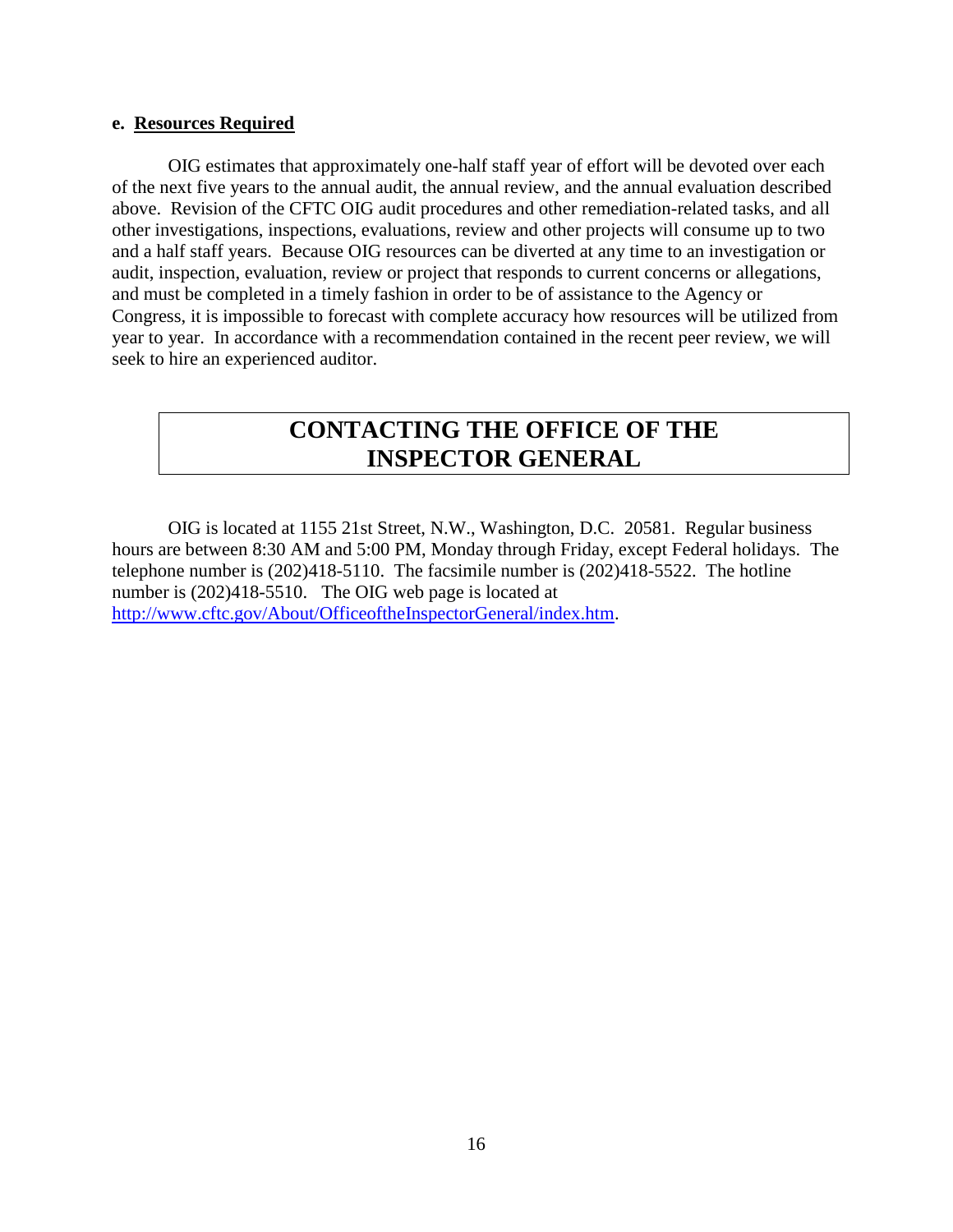#### e. Resources Required

OIG estimates that approximately one-half staff year of effort will be devoted over each of the next five years to the annual audit, the annual review, and the annual evaluation described above. Revision of the CFTC OIG audit procedures and other remediation-related tasks, and all other investigations, inspections, evaluations, review and other projects will consume up to two and a half staff years. Because OIG resources can be diverted at any time to an investigation or audit, inspection, evaluation, review or project that responds to current concerns or allegations, and must be completed in a timely fashion in order to be of assistance to the Agency or Congress, it is impossible to forecast with complete accuracy how resources will be utilized from year to year. In accordance with a recommendation contained in the recent peer review, we will seek to hire an experienced auditor.

# CONTACTING THE OFFICE OF THE INSPECTOR GENERAL

OIG is located at 1155 21st Street, N.W., Washington, D.C. 20581. Regular business hours are between 8:30 AM and 5:00 PM, Monday through Friday, except Federal holidays. The telephone number is (202)418-5110. The facsimile number is (202)418-5522. The hotline number is (202)418-5510. The OIG web page is located at [http://www.cftc.gov/About/OfficeoftheInspectorGeneral/index.htm](http://www.cftc.gov/About/OfficeoftheInspectorGeneral/index.htm).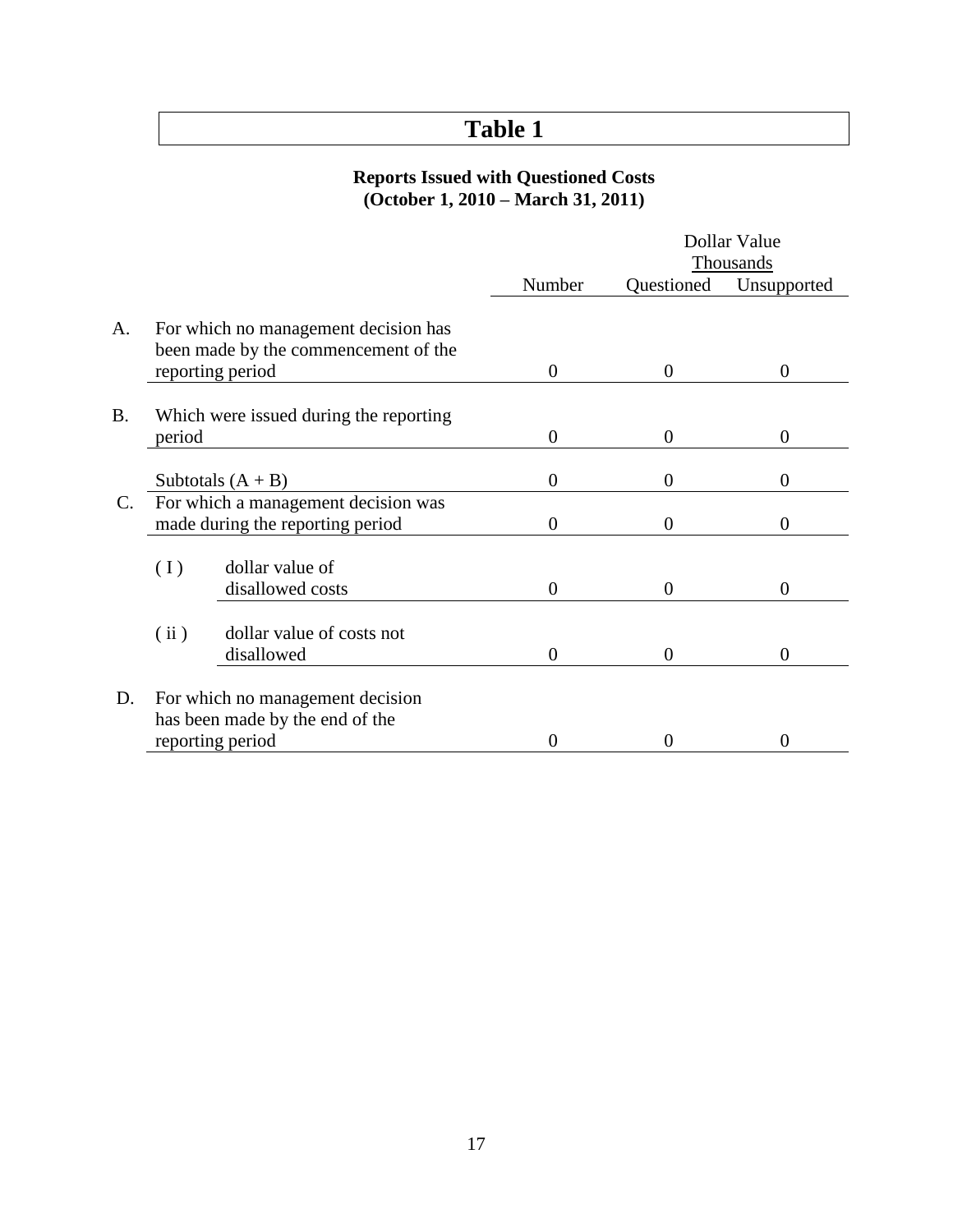# Table 1

**Reports Issued with Questioned Costs**
**(October 1, 2010 – March 31, 2011)**

| | | Number | Dollar Value Thousands | |
|---|---|---|---|---|
| | | | Questioned | Unsupported |
| A. | For which no management decision has been made by the commencement of the reporting period | 0 | 0 | 0 |
| B. | Which were issued during the reporting period | 0 | 0 | 0 |
| | Subtotals (A + B) | 0 | 0 | 0 |
| C. | For which a management decision was made during the reporting period | 0 | 0 | 0 |
| | ( I ) dollar value of disallowed costs | 0 | 0 | 0 |
| | ( ii ) dollar value of costs not disallowed | 0 | 0 | 0 |
| D. | For which no management decision has been made by the end of the reporting period | 0 | 0 | 0 |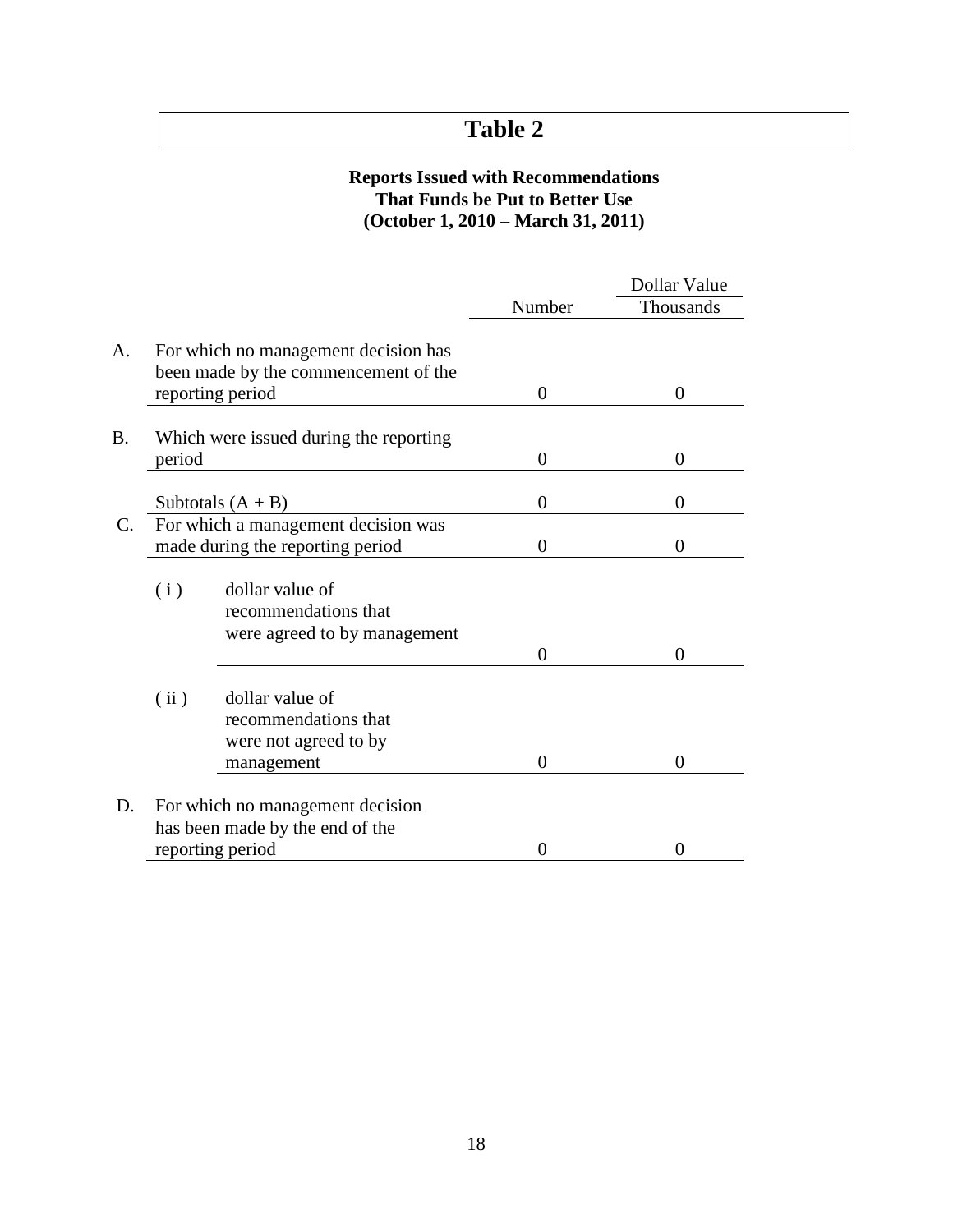# Table 2

**Reports Issued with Recommendations That Funds be Put to Better Use (October 1, 2010 – March 31, 2011)**

| | | Number | Dollar Value Thousands |
|---|---|---|---|
| A. | For which no management decision has been made by the commencement of the reporting period | 0 | 0 |
| B. | Which were issued during the reporting period | 0 | 0 |
| | Subtotals (A + B) | 0 | 0 |
| C. | For which a management decision was made during the reporting period | 0 | 0 |
| | ( i ) dollar value of recommendations that were agreed to by management | 0 | 0 |
| | ( ii ) dollar value of recommendations that were not agreed to by management | 0 | 0 |
| D. | For which no management decision has been made by the end of the reporting period | 0 | 0 |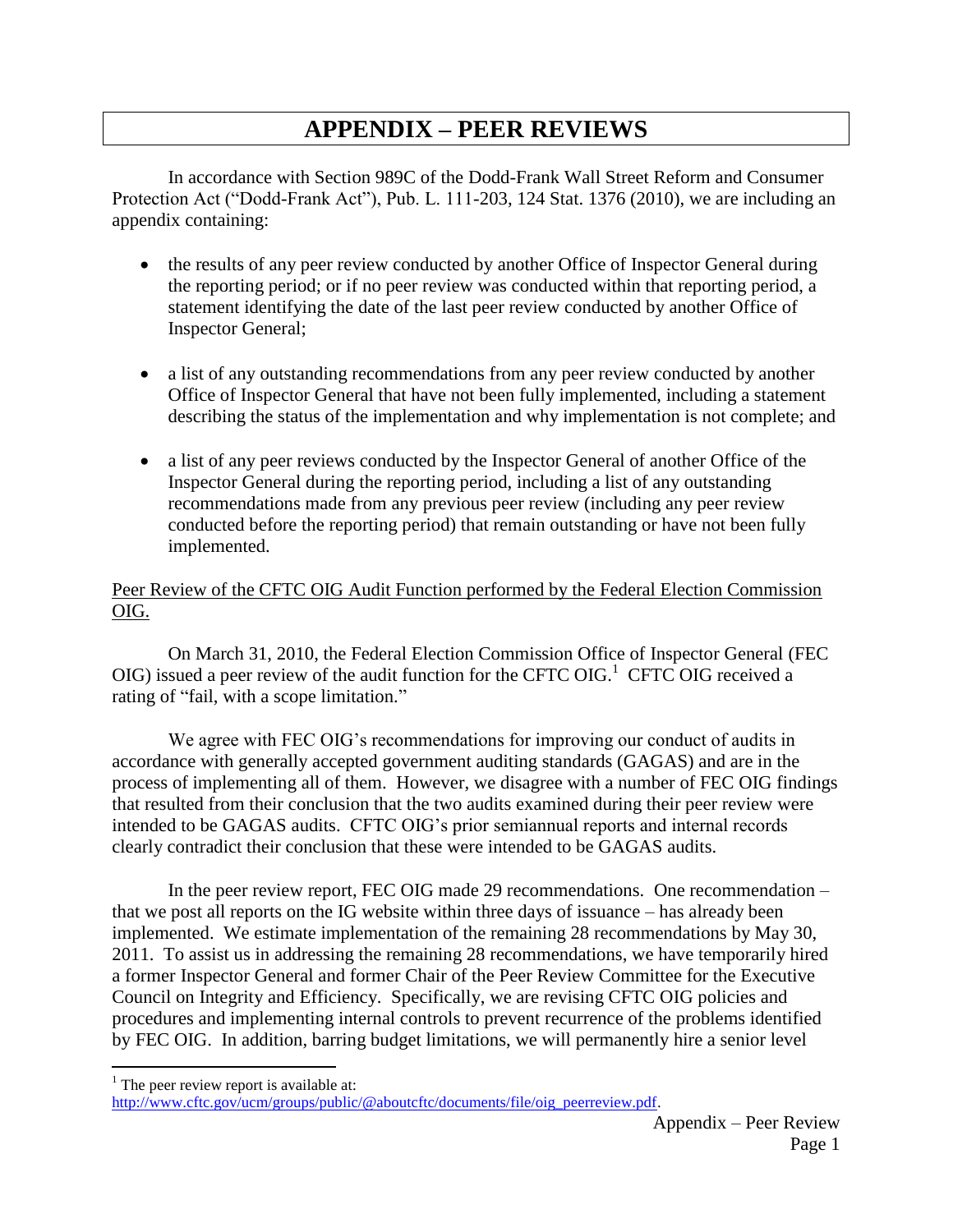# APPENDIX – PEER REVIEWS

In accordance with Section 989C of the Dodd-Frank Wall Street Reform and Consumer Protection Act ("Dodd-Frank Act"), Pub. L. 111-203, 124 Stat. 1376 (2010), we are including an appendix containing:

- the results of any peer review conducted by another Office of Inspector General during the reporting period; or if no peer review was conducted within that reporting period, a statement identifying the date of the last peer review conducted by another Office of Inspector General;
- a list of any outstanding recommendations from any peer review conducted by another Office of Inspector General that have not been fully implemented, including a statement describing the status of the implementation and why implementation is not complete; and
- a list of any peer reviews conducted by the Inspector General of another Office of the Inspector General during the reporting period, including a list of any outstanding recommendations made from any previous peer review (including any peer review conducted before the reporting period) that remain outstanding or have not been fully implemented.

<u>Peer Review of the CFTC OIG Audit Function performed by the Federal Election Commission OIG.</u>

On March 31, 2010, the Federal Election Commission Office of Inspector General (FEC OIG) issued a peer review of the audit function for the CFTC OIG.[1] CFTC OIG received a rating of "fail, with a scope limitation."

We agree with FEC OIG's recommendations for improving our conduct of audits in accordance with generally accepted government auditing standards (GAGAS) and are in the process of implementing all of them. However, we disagree with a number of FEC OIG findings that resulted from their conclusion that the two audits examined during their peer review were intended to be GAGAS audits. CFTC OIG's prior semiannual reports and internal records clearly contradict their conclusion that these were intended to be GAGAS audits.

In the peer review report, FEC OIG made 29 recommendations. One recommendation – that we post all reports on the IG website within three days of issuance – has already been implemented. We estimate implementation of the remaining 28 recommendations by May 30, 2011. To assist us in addressing the remaining 28 recommendations, we have temporarily hired a former Inspector General and former Chair of the Peer Review Committee for the Executive Council on Integrity and Efficiency. Specifically, we are revising CFTC OIG policies and procedures and implementing internal controls to prevent recurrence of the problems identified by FEC OIG. In addition, barring budget limitations, we will permanently hire a senior level

[1] The peer review report is available at: http://www.cftc.gov/ucm/groups/public/@aboutcftc/documents/file/oig_peerreview.pdf.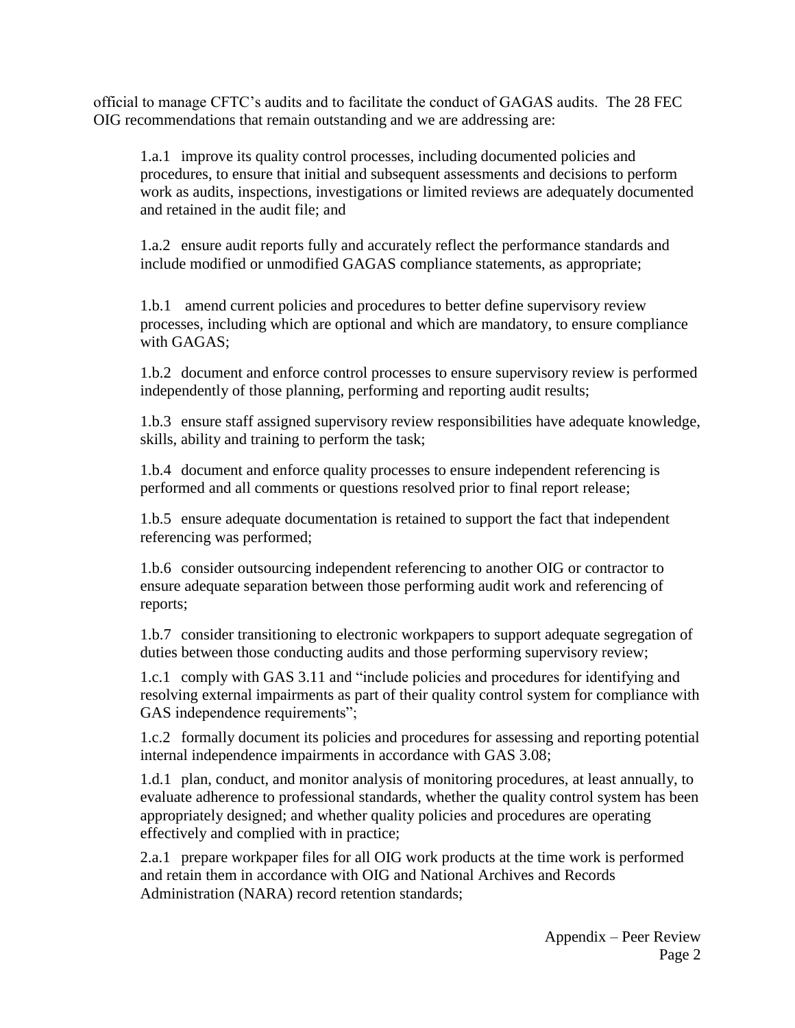official to manage CFTC's audits and to facilitate the conduct of GAGAS audits. The 28 FEC OIG recommendations that remain outstanding and we are addressing are:

1.a.1 improve its quality control processes, including documented policies and procedures, to ensure that initial and subsequent assessments and decisions to perform work as audits, inspections, investigations or limited reviews are adequately documented and retained in the audit file; and

1.a.2 ensure audit reports fully and accurately reflect the performance standards and include modified or unmodified GAGAS compliance statements, as appropriate;

1.b.1 amend current policies and procedures to better define supervisory review processes, including which are optional and which are mandatory, to ensure compliance with GAGAS;

1.b.2 document and enforce control processes to ensure supervisory review is performed independently of those planning, performing and reporting audit results;

1.b.3 ensure staff assigned supervisory review responsibilities have adequate knowledge, skills, ability and training to perform the task;

1.b.4 document and enforce quality processes to ensure independent referencing is performed and all comments or questions resolved prior to final report release;

1.b.5 ensure adequate documentation is retained to support the fact that independent referencing was performed;

1.b.6 consider outsourcing independent referencing to another OIG or contractor to ensure adequate separation between those performing audit work and referencing of reports;

1.b.7 consider transitioning to electronic workpapers to support adequate segregation of duties between those conducting audits and those performing supervisory review;

1.c.1 comply with GAS 3.11 and "include policies and procedures for identifying and resolving external impairments as part of their quality control system for compliance with GAS independence requirements";

1.c.2 formally document its policies and procedures for assessing and reporting potential internal independence impairments in accordance with GAS 3.08;

1.d.1 plan, conduct, and monitor analysis of monitoring procedures, at least annually, to evaluate adherence to professional standards, whether the quality control system has been appropriately designed; and whether quality policies and procedures are operating effectively and complied with in practice;

2.a.1 prepare workpaper files for all OIG work products at the time work is performed and retain them in accordance with OIG and National Archives and Records Administration (NARA) record retention standards;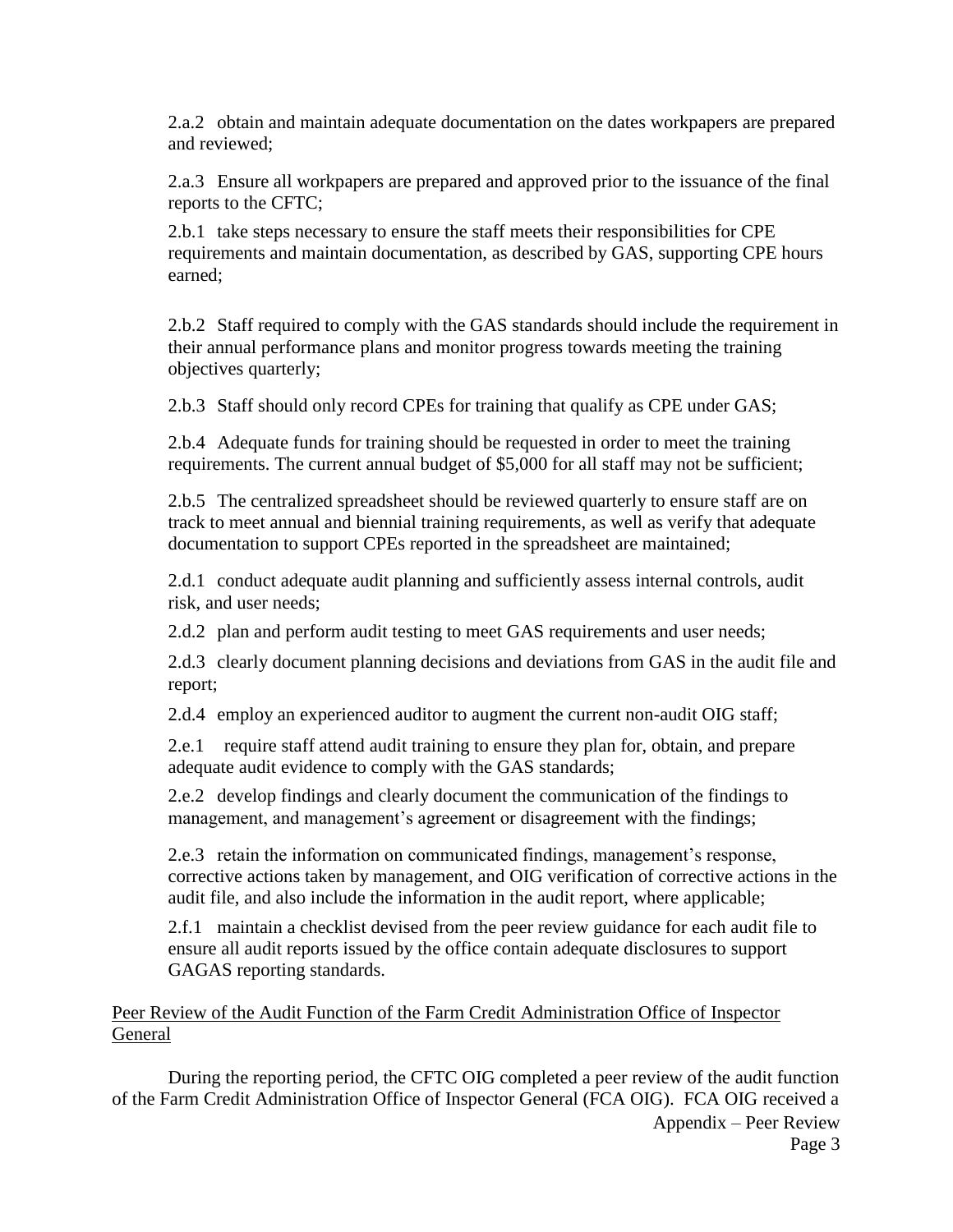2.a.2 obtain and maintain adequate documentation on the dates workpapers are prepared and reviewed;

2.a.3 Ensure all workpapers are prepared and approved prior to the issuance of the final reports to the CFTC;

2.b.1 take steps necessary to ensure the staff meets their responsibilities for CPE requirements and maintain documentation, as described by GAS, supporting CPE hours earned;

2.b.2 Staff required to comply with the GAS standards should include the requirement in their annual performance plans and monitor progress towards meeting the training objectives quarterly;

2.b.3 Staff should only record CPEs for training that qualify as CPE under GAS;

2.b.4 Adequate funds for training should be requested in order to meet the training requirements. The current annual budget of $5,000 for all staff may not be sufficient;

2.b.5 The centralized spreadsheet should be reviewed quarterly to ensure staff are on track to meet annual and biennial training requirements, as well as verify that adequate documentation to support CPEs reported in the spreadsheet are maintained;

2.d.1 conduct adequate audit planning and sufficiently assess internal controls, audit risk, and user needs;

2.d.2 plan and perform audit testing to meet GAS requirements and user needs;

2.d.3 clearly document planning decisions and deviations from GAS in the audit file and report;

2.d.4 employ an experienced auditor to augment the current non-audit OIG staff;

2.e.1 require staff attend audit training to ensure they plan for, obtain, and prepare adequate audit evidence to comply with the GAS standards;

2.e.2 develop findings and clearly document the communication of the findings to management, and management's agreement or disagreement with the findings;

2.e.3 retain the information on communicated findings, management's response, corrective actions taken by management, and OIG verification of corrective actions in the audit file, and also include the information in the audit report, where applicable;

2.f.1 maintain a checklist devised from the peer review guidance for each audit file to ensure all audit reports issued by the office contain adequate disclosures to support GAGAS reporting standards.

Peer Review of the Audit Function of the Farm Credit Administration Office of Inspector General

During the reporting period, the CFTC OIG completed a peer review of the audit function of the Farm Credit Administration Office of Inspector General (FCA OIG). FCA OIG received a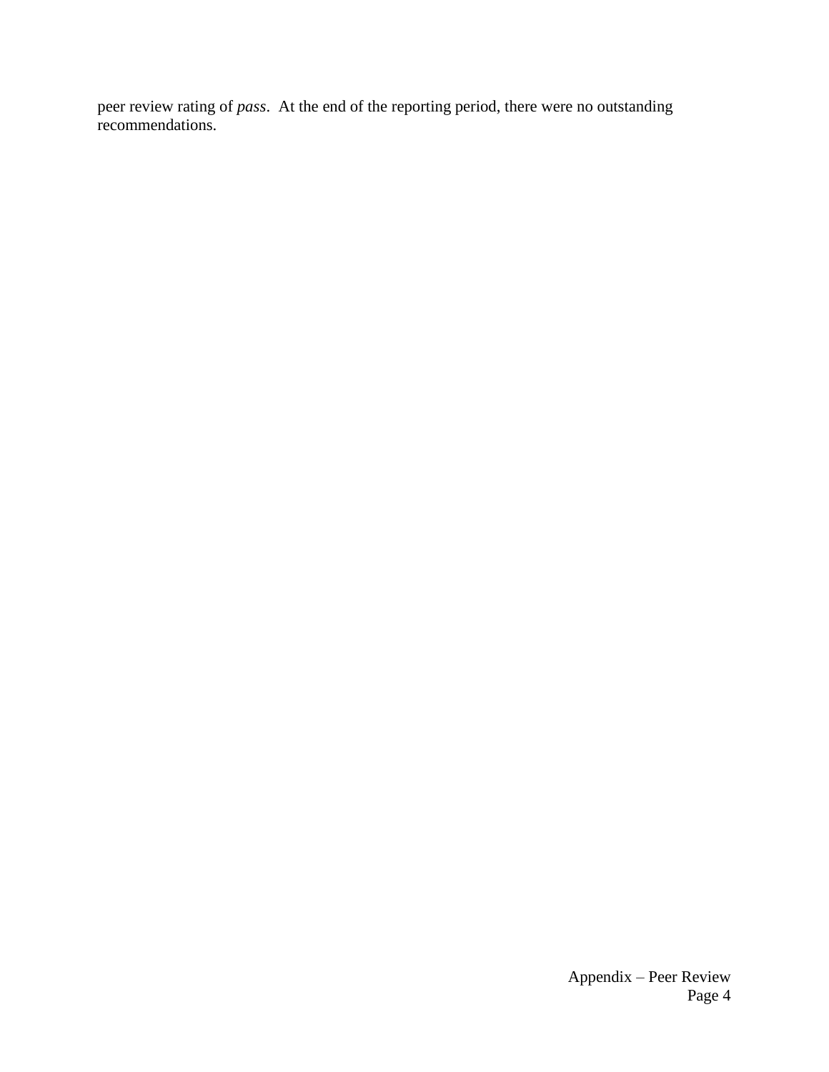peer review rating of *pass*. At the end of the reporting period, there were no outstanding recommendations.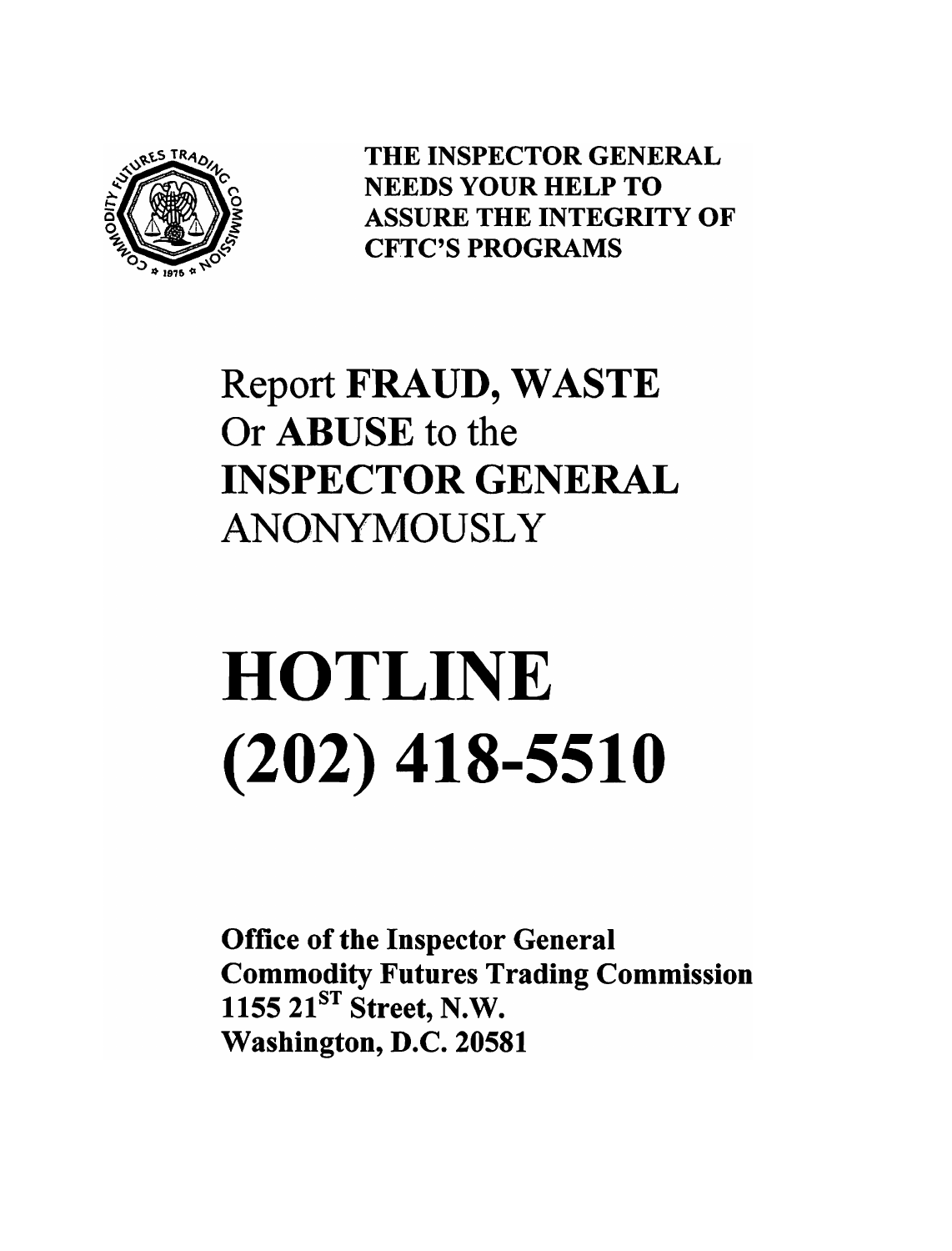**THE INSPECTOR GENERAL NEEDS YOUR HELP TO ASSURE THE INTEGRITY OF CFTC'S PROGRAMS**

## Report **FRAUD, WASTE** Or **ABUSE** to the **INSPECTOR GENERAL** ANONYMOUSLY

# HOTLINE (202) 418-5510

**Office of the Inspector General**
**Commodity Futures Trading Commission**
**1155 21ST Street, N.W.**
**Washington, D.C. 20581**